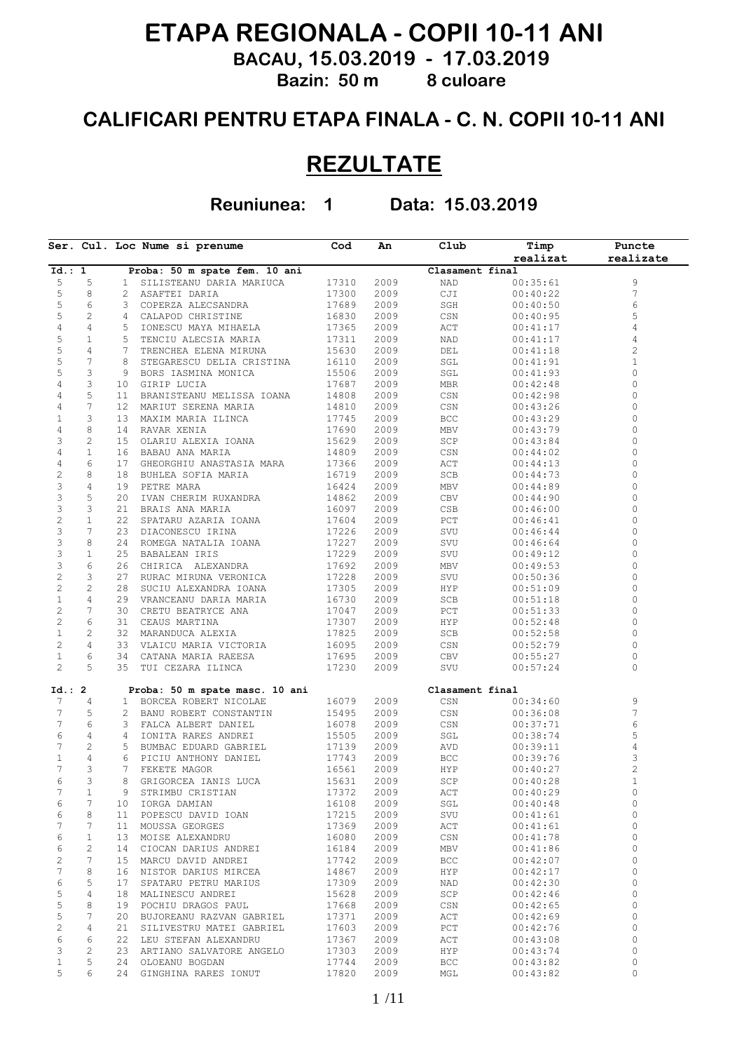# ETAPA REGIONALA - COPII 10-11 ANI

## BACAU, 15.03.2019 - 17.03.2019

**Bazin: 50 m 8 culoare**

## CALIFICARI PENTRU ETAPA FINALA - C. N. COPII 10-11 ANI

# REZULTATE

**Reuniunea: 1 Data: 15.03.2019**

| Ser. | Cul. | Loc | Nume si prenume | Cod | An | Club | Timp realizat | Puncte realizate |
|---|---|---|---|---|---|---|---|---|
| **Id.: 1** | | | **Proba: 50 m spate fem. 10 ani** | | | **Clasament final** | | |
| 5 | 5 | 1 | SILISTEANU DARIA MARIUCA | 17310 | 2009 | NAD | 00:35:61 | 9 |
| 5 | 8 | 2 | ASAFTEI DARIA | 17300 | 2009 | CJI | 00:40:22 | 7 |
| 5 | 6 | 3 | COPERZA ALECSANDRA | 17689 | 2009 | SGH | 00:40:50 | 6 |
| 5 | 2 | 4 | CALAPOD CHRISTINE | 16830 | 2009 | CSN | 00:40:95 | 5 |
| 4 | 4 | 5 | IONESCU MAYA MIHAELA | 17365 | 2009 | ACT | 00:41:17 | 4 |
| 5 | 1 | 5 | TENCIU ALECSIA MARIA | 17311 | 2009 | NAD | 00:41:17 | 4 |
| 5 | 4 | 7 | TRENCHEA ELENA MIRUNA | 15630 | 2009 | DEL | 00:41:18 | 2 |
| 5 | 7 | 8 | STEGARESCU DELIA CRISTINA | 16110 | 2009 | SGL | 00:41:91 | 1 |
| 5 | 3 | 9 | BORS IASMINA MONICA | 15506 | 2009 | SGL | 00:41:93 | 0 |
| 4 | 3 | 10 | GIRIP LUCIA | 17687 | 2009 | MBR | 00:42:48 | 0 |
| 4 | 5 | 11 | BRANISTEANU MELISSA IOANA | 14808 | 2009 | CSN | 00:42:98 | 0 |
| 4 | 7 | 12 | MARIUT SERENA MARIA | 14810 | 2009 | CSN | 00:43:26 | 0 |
| 1 | 3 | 13 | MAXIM MARIA ILINCA | 17745 | 2009 | BCC | 00:43:29 | 0 |
| 4 | 8 | 14 | RAVAR XENIA | 17690 | 2009 | MBV | 00:43:79 | 0 |
| 3 | 2 | 15 | OLARIU ALEXIA IOANA | 15629 | 2009 | SCP | 00:43:84 | 0 |
| 4 | 1 | 16 | BABAU ANA MARIA | 14809 | 2009 | CSN | 00:44:02 | 0 |
| 4 | 6 | 17 | GHEORGHIU ANASTASIA MARA | 17366 | 2009 | ACT | 00:44:13 | 0 |
| 2 | 8 | 18 | BUHLEA SOFIA MARIA | 16719 | 2009 | SCB | 00:44:73 | 0 |
| 3 | 4 | 19 | PETRE MARA | 16424 | 2009 | MBV | 00:44:89 | 0 |
| 3 | 5 | 20 | IVAN CHERIM RUXANDRA | 14862 | 2009 | CBV | 00:44:90 | 0 |
| 3 | 3 | 21 | BRAIS ANA MARIA | 16097 | 2009 | CSB | 00:46:00 | 0 |
| 2 | 1 | 22 | SPATARU AZARIA IOANA | 17604 | 2009 | PCT | 00:46:41 | 0 |
| 3 | 7 | 23 | DIACONESCU IRINA | 17226 | 2009 | SVU | 00:46:44 | 0 |
| 3 | 8 | 24 | ROMEGA NATALIA IOANA | 17227 | 2009 | SVU | 00:46:64 | 0 |
| 3 | 1 | 25 | BABALEAN IRIS | 17229 | 2009 | SVU | 00:49:12 | 0 |
| 3 | 6 | 26 | CHIRICA ALEXANDRA | 17692 | 2009 | MBV | 00:49:53 | 0 |
| 2 | 3 | 27 | RURAC MIRUNA VERONICA | 17228 | 2009 | SVU | 00:50:36 | 0 |
| 2 | 2 | 28 | SUCIU ALEXANDRA IOANA | 17305 | 2009 | HYP | 00:51:09 | 0 |
| 1 | 4 | 29 | VRANCEANU DARIA MARIA | 16730 | 2009 | SCB | 00:51:18 | 0 |
| 2 | 7 | 30 | CRETU BEATRYCE ANA | 17047 | 2009 | PCT | 00:51:33 | 0 |
| 2 | 6 | 31 | CEAUS MARTINA | 17307 | 2009 | HYP | 00:52:48 | 0 |
| 1 | 2 | 32 | MARANDUCA ALEXIA | 17825 | 2009 | SCB | 00:52:58 | 0 |
| 2 | 4 | 33 | VLAICU MARIA VICTORIA | 16095 | 2009 | CSN | 00:52:79 | 0 |
| 1 | 6 | 34 | CATANA MARIA RAEESA | 17695 | 2009 | CBV | 00:55:27 | 0 |
| 2 | 5 | 35 | TUI CEZARA ILINCA | 17230 | 2009 | SVU | 00:57:24 | 0 |
| **Id.: 2** | | | **Proba: 50 m spate masc. 10 ani** | | | **Clasament final** | | |
| 7 | 4 | 1 | BORCEA ROBERT NICOLAE | 16079 | 2009 | CSN | 00:34:60 | 9 |
| 7 | 5 | 2 | BANU ROBERT CONSTANTIN | 15495 | 2009 | CSN | 00:36:08 | 7 |
| 7 | 6 | 3 | FALCA ALBERT DANIEL | 16078 | 2009 | CSN | 00:37:71 | 6 |
| 6 | 4 | 4 | IONITA RARES ANDREI | 15505 | 2009 | SGL | 00:38:74 | 5 |
| 7 | 2 | 5 | BUMBAC EDUARD GABRIEL | 17139 | 2009 | AVD | 00:39:11 | 4 |
| 1 | 4 | 6 | PICIU ANTHONY DANIEL | 17743 | 2009 | BCC | 00:39:76 | 3 |
| 7 | 3 | 7 | FEKETE MAGOR | 16561 | 2009 | HYP | 00:40:27 | 2 |
| 6 | 3 | 8 | GRIGORCEA IANIS LUCA | 15631 | 2009 | SCP | 00:40:28 | 1 |
| 7 | 1 | 9 | STRIMBU CRISTIAN | 17372 | 2009 | ACT | 00:40:29 | 0 |
| 6 | 7 | 10 | IORGA DAMIAN | 16108 | 2009 | SGL | 00:40:48 | 0 |
| 6 | 8 | 11 | POPESCU DAVID IOAN | 17215 | 2009 | SVU | 00:41:61 | 0 |
| 7 | 7 | 11 | MOUSSA GEORGES | 17369 | 2009 | ACT | 00:41:61 | 0 |
| 6 | 1 | 13 | MOISE ALEXANDRU | 16080 | 2009 | CSN | 00:41:78 | 0 |
| 6 | 2 | 14 | CIOCAN DARIUS ANDREI | 16184 | 2009 | MBV | 00:41:86 | 0 |
| 2 | 7 | 15 | MARCU DAVID ANDREI | 17742 | 2009 | BCC | 00:42:07 | 0 |
| 7 | 8 | 16 | NISTOR DARIUS MIRCEA | 14867 | 2009 | HYP | 00:42:17 | 0 |
| 6 | 5 | 17 | SPATARU PETRU MARIUS | 17309 | 2009 | NAD | 00:42:30 | 0 |
| 5 | 4 | 18 | MALINESCU ANDREI | 15628 | 2009 | SCP | 00:42:46 | 0 |
| 5 | 8 | 19 | POCHIU DRAGOS PAUL | 17668 | 2009 | CSN | 00:42:65 | 0 |
| 5 | 7 | 20 | BUJOREANU RAZVAN GABRIEL | 17371 | 2009 | ACT | 00:42:69 | 0 |
| 2 | 4 | 21 | SILIVESTRU MATEI GABRIEL | 17603 | 2009 | PCT | 00:42:76 | 0 |
| 6 | 6 | 22 | LEU STEFAN ALEXANDRU | 17367 | 2009 | ACT | 00:43:08 | 0 |
| 3 | 2 | 23 | ARTIANO SALVATORE ANGELO | 17303 | 2009 | HYP | 00:43:74 | 0 |
| 1 | 5 | 24 | OLOEANU BOGDAN | 17744 | 2009 | BCC | 00:43:82 | 0 |
| 5 | 6 | 24 | GINGHINA RARES IONUT | 17820 | 2009 | MGL | 00:43:82 | 0 |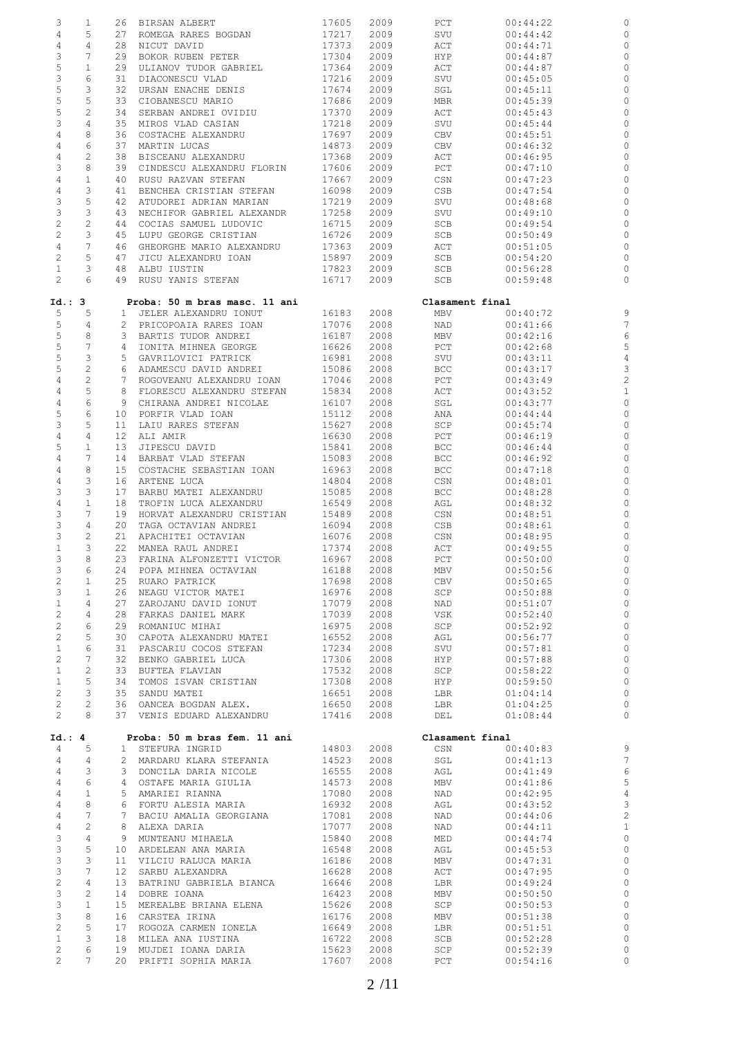| | | | | | | | | |
|---|---|---|---|---|---|---|---|---|
| 3 | 1 | 26 | BIRSAN ALBERT | 17605 | 2009 | PCT | 00:44:22 | 0 |
| 4 | 5 | 27 | ROMEGA RARES BOGDAN | 17217 | 2009 | SVU | 00:44:42 | 0 |
| 4 | 4 | 28 | NICUT DAVID | 17373 | 2009 | ACT | 00:44:71 | 0 |
| 3 | 7 | 29 | BOKOR RUBEN PETER | 17304 | 2009 | HYP | 00:44:87 | 0 |
| 5 | 1 | 29 | ULIANOV TUDOR GABRIEL | 17364 | 2009 | ACT | 00:44:87 | 0 |
| 3 | 6 | 31 | DIACONESCU VLAD | 17216 | 2009 | SVU | 00:45:05 | 0 |
| 5 | 3 | 32 | URSAN ENACHE DENIS | 17674 | 2009 | SGL | 00:45:11 | 0 |
| 5 | 5 | 33 | CIOBANESCU MARIO | 17686 | 2009 | MBR | 00:45:39 | 0 |
| 5 | 2 | 34 | SERBAN ANDREI OVIDIU | 17370 | 2009 | ACT | 00:45:43 | 0 |
| 3 | 4 | 35 | MIROS VLAD CASIAN | 17218 | 2009 | SVU | 00:45:44 | 0 |
| 4 | 8 | 36 | COSTACHE ALEXANDRU | 17697 | 2009 | CBV | 00:45:51 | 0 |
| 4 | 6 | 37 | MARTIN LUCAS | 14873 | 2009 | CBV | 00:46:32 | 0 |
| 4 | 2 | 38 | BISCEANU ALEXANDRU | 17368 | 2009 | ACT | 00:46:95 | 0 |
| 3 | 8 | 39 | CINDESCU ALEXANDRU FLORIN | 17606 | 2009 | PCT | 00:47:10 | 0 |
| 4 | 1 | 40 | RUSU RAZVAN STEFAN | 17667 | 2009 | CSN | 00:47:23 | 0 |
| 4 | 3 | 41 | BENCHEA CRISTIAN STEFAN | 16098 | 2009 | CSB | 00:47:54 | 0 |
| 3 | 5 | 42 | ATUDOREI ADRIAN MARIAN | 17219 | 2009 | SVU | 00:48:68 | 0 |
| 3 | 3 | 43 | NECHIFOR GABRIEL ALEXANDR | 17258 | 2009 | SVU | 00:49:10 | 0 |
| 2 | 2 | 44 | COCIAS SAMUEL LUDOVIC | 16715 | 2009 | SCB | 00:49:54 | 0 |
| 2 | 3 | 45 | LUPU GEORGE CRISTIAN | 16726 | 2009 | SCB | 00:50:49 | 0 |
| 4 | 7 | 46 | GHEORGHE MARIO ALEXANDRU | 17363 | 2009 | ACT | 00:51:05 | 0 |
| 2 | 5 | 47 | JICU ALEXANDRU IOAN | 15897 | 2009 | SCB | 00:54:20 | 0 |
| 1 | 3 | 48 | ALBU IUSTIN | 17823 | 2009 | SCB | 00:56:28 | 0 |
| 2 | 6 | 49 | RUSU YANIS STEFAN | 16717 | 2009 | SCB | 00:59:48 | 0 |

**Id.: 3 Proba: 50 m bras masc. 11 ani — Clasament final**

| | | | | | | | | |
|---|---|---|---|---|---|---|---|---|
| 5 | 5 | 1 | JELER ALEXANDRU IONUT | 16183 | 2008 | MBV | 00:40:72 | 9 |
| 5 | 4 | 2 | PRICOPOAIA RARES IOAN | 17076 | 2008 | NAD | 00:41:66 | 7 |
| 5 | 8 | 3 | BARTIS TUDOR ANDREI | 16187 | 2008 | MBV | 00:42:16 | 6 |
| 5 | 7 | 4 | IONITA MIHNEA GEORGE | 16626 | 2008 | PCT | 00:42:68 | 5 |
| 5 | 3 | 5 | GAVRILOVICI PATRICK | 16981 | 2008 | SVU | 00:43:11 | 4 |
| 5 | 2 | 6 | ADAMESCU DAVID ANDREI | 15086 | 2008 | BCC | 00:43:17 | 3 |
| 4 | 2 | 7 | ROGOVEANU ALEXANDRU IOAN | 17046 | 2008 | PCT | 00:43:49 | 2 |
| 4 | 5 | 8 | FLORESCU ALEXANDRU STEFAN | 15834 | 2008 | ACT | 00:43:52 | 1 |
| 4 | 6 | 9 | CHIRANA ANDREI NICOLAE | 16107 | 2008 | SGL | 00:43:77 | 0 |
| 5 | 6 | 10 | PORFIR VLAD IOAN | 15112 | 2008 | ANA | 00:44:44 | 0 |
| 3 | 5 | 11 | LAIU RARES STEFAN | 15627 | 2008 | SCP | 00:45:74 | 0 |
| 4 | 4 | 12 | ALI AMIR | 16630 | 2008 | PCT | 00:46:19 | 0 |
| 5 | 1 | 13 | JIPESCU DAVID | 15841 | 2008 | BCC | 00:46:44 | 0 |
| 4 | 7 | 14 | BARBAT VLAD STEFAN | 15083 | 2008 | BCC | 00:46:92 | 0 |
| 4 | 8 | 15 | COSTACHE SEBASTIAN IOAN | 16963 | 2008 | BCC | 00:47:18 | 0 |
| 4 | 3 | 16 | ARTENE LUCA | 14804 | 2008 | CSN | 00:48:01 | 0 |
| 3 | 3 | 17 | BARBU MATEI ALEXANDRU | 15085 | 2008 | BCC | 00:48:28 | 0 |
| 4 | 1 | 18 | TROFIN LUCA ALEXANDRU | 16549 | 2008 | AGL | 00:48:32 | 0 |
| 3 | 7 | 19 | HORVAT ALEXANDRU CRISTIAN | 15489 | 2008 | CSN | 00:48:51 | 0 |
| 3 | 4 | 20 | TAGA OCTAVIAN ANDREI | 16094 | 2008 | CSB | 00:48:61 | 0 |
| 3 | 2 | 21 | APACHITEI OCTAVIAN | 16076 | 2008 | CSN | 00:48:95 | 0 |
| 1 | 3 | 22 | MANEA RAUL ANDREI | 17374 | 2008 | ACT | 00:49:55 | 0 |
| 3 | 8 | 23 | FARINA ALFONZETTI VICTOR | 16967 | 2008 | PCT | 00:50:00 | 0 |
| 3 | 6 | 24 | POPA MIHNEA OCTAVIAN | 16188 | 2008 | MBV | 00:50:56 | 0 |
| 2 | 1 | 25 | RUARO PATRICK | 17698 | 2008 | CBV | 00:50:65 | 0 |
| 3 | 1 | 26 | NEAGU VICTOR MATEI | 16976 | 2008 | SCP | 00:50:88 | 0 |
| 1 | 4 | 27 | ZAROJANU DAVID IONUT | 17079 | 2008 | NAD | 00:51:07 | 0 |
| 2 | 4 | 28 | FARKAS DANIEL MARK | 17039 | 2008 | VSK | 00:52:40 | 0 |
| 2 | 6 | 29 | ROMANIUC MIHAI | 16975 | 2008 | SCP | 00:52:92 | 0 |
| 2 | 5 | 30 | CAPOTA ALEXANDRU MATEI | 16552 | 2008 | AGL | 00:56:77 | 0 |
| 1 | 6 | 31 | PASCARIU COCOS STEFAN | 17234 | 2008 | SVU | 00:57:81 | 0 |
| 2 | 7 | 32 | BENKO GABRIEL LUCA | 17306 | 2008 | HYP | 00:57:88 | 0 |
| 1 | 2 | 33 | BUFTEA FLAVIAN | 17532 | 2008 | SCP | 00:58:22 | 0 |
| 1 | 5 | 34 | TOMOS ISVAN CRISTIAN | 17308 | 2008 | HYP | 00:59:50 | 0 |
| 2 | 3 | 35 | SANDU MATEI | 16651 | 2008 | LBR | 01:04:14 | 0 |
| 2 | 2 | 36 | OANCEA BOGDAN ALEX. | 16650 | 2008 | LBR | 01:04:25 | 0 |
| 2 | 8 | 37 | VENIS EDUARD ALEXANDRU | 17416 | 2008 | DEL | 01:08:44 | 0 |

**Id.: 4 Proba: 50 m bras fem. 11 ani — Clasament final**

| | | | | | | | | |
|---|---|---|---|---|---|---|---|---|
| 4 | 5 | 1 | STEFURA INGRID | 14803 | 2008 | CSN | 00:40:83 | 9 |
| 4 | 4 | 2 | MARDARU KLARA STEFANIA | 14523 | 2008 | SGL | 00:41:13 | 7 |
| 4 | 3 | 3 | DONCILA DARIA NICOLE | 16555 | 2008 | AGL | 00:41:49 | 6 |
| 4 | 6 | 4 | OSTAFE MARIA GIULIA | 14573 | 2008 | MBV | 00:41:86 | 5 |
| 4 | 1 | 5 | AMARIEI RIANNA | 17080 | 2008 | NAD | 00:42:95 | 4 |
| 4 | 8 | 6 | FORTU ALESIA MARIA | 16932 | 2008 | AGL | 00:43:52 | 3 |
| 4 | 7 | 7 | BACIU AMALIA GEORGIANA | 17081 | 2008 | NAD | 00:44:06 | 2 |
| 4 | 2 | 8 | ALEXA DARIA | 17077 | 2008 | NAD | 00:44:11 | 1 |
| 3 | 4 | 9 | MUNTEANU MIHAELA | 15840 | 2008 | MED | 00:44:74 | 0 |
| 3 | 5 | 10 | ARDELEAN ANA MARIA | 16548 | 2008 | AGL | 00:45:53 | 0 |
| 3 | 3 | 11 | VILCIU RALUCA MARIA | 16186 | 2008 | MBV | 00:47:31 | 0 |
| 3 | 7 | 12 | SARBU ALEXANDRA | 16628 | 2008 | ACT | 00:47:95 | 0 |
| 2 | 4 | 13 | BATRINU GABRIELA BIANCA | 16646 | 2008 | LBR | 00:49:24 | 0 |
| 3 | 2 | 14 | DOBRE IOANA | 16423 | 2008 | MBV | 00:50:50 | 0 |
| 3 | 1 | 15 | MEREALBE BRIANA ELENA | 15626 | 2008 | SCP | 00:50:53 | 0 |
| 3 | 8 | 16 | CARSTEA IRINA | 16176 | 2008 | MBV | 00:51:38 | 0 |
| 2 | 5 | 17 | ROGOZA CARMEN IONELA | 16649 | 2008 | LBR | 00:51:51 | 0 |
| 1 | 3 | 18 | MILEA ANA IUSTINA | 16722 | 2008 | SCB | 00:52:28 | 0 |
| 2 | 6 | 19 | MUJDEI IOANA DARIA | 15623 | 2008 | SCP | 00:52:39 | 0 |
| 2 | 7 | 20 | PRIFTI SOPHIA MARIA | 17607 | 2008 | PCT | 00:54:16 | 0 |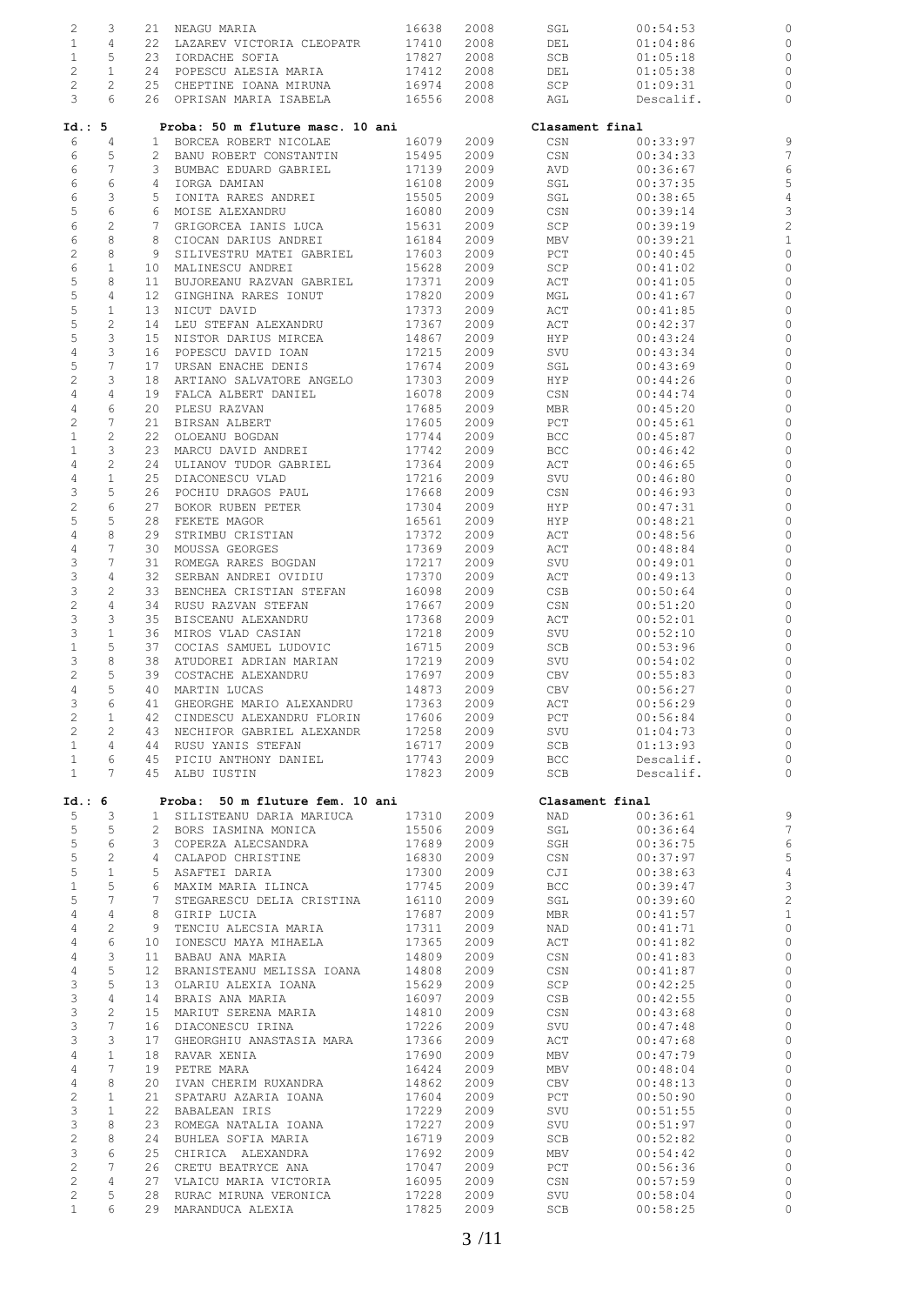| | | | | | | | | |
|---|---|---|---|---|---|---|---|---|
| 2 | 3 | 21 | NEAGU MARIA | 16638 | 2008 | SGL | 00:54:53 | 0 |
| 1 | 4 | 22 | LAZAREV VICTORIA CLEOPATR | 17410 | 2008 | DEL | 01:04:86 | 0 |
| 1 | 5 | 23 | IORDACHE SOFIA | 17827 | 2008 | SCB | 01:05:18 | 0 |
| 2 | 1 | 24 | POPESCU ALESIA MARIA | 17412 | 2008 | DEL | 01:05:38 | 0 |
| 2 | 2 | 25 | CHEPTINE IOANA MIRUNA | 16974 | 2008 | SCP | 01:09:31 | 0 |
| 3 | 6 | 26 | OPRISAN MARIA ISABELA | 16556 | 2008 | AGL | Descalif. | 0 |

## Id.: 5 Proba: 50 m fluture masc. 10 ani — Clasament final

| | | | | | | | | |
|---|---|---|---|---|---|---|---|---|
| 6 | 4 | 1 | BORCEA ROBERT NICOLAE | 16079 | 2009 | CSN | 00:33:97 | 9 |
| 6 | 5 | 2 | BANU ROBERT CONSTANTIN | 15495 | 2009 | CSN | 00:34:33 | 7 |
| 6 | 7 | 3 | BUMBAC EDUARD GABRIEL | 17139 | 2009 | AVD | 00:36:67 | 6 |
| 6 | 6 | 4 | IORGA DAMIAN | 16108 | 2009 | SGL | 00:37:35 | 5 |
| 6 | 3 | 5 | IONITA RARES ANDREI | 15505 | 2009 | SGL | 00:38:65 | 4 |
| 5 | 6 | 6 | MOISE ALEXANDRU | 16080 | 2009 | CSN | 00:39:14 | 3 |
| 6 | 2 | 7 | GRIGORCEA IANIS LUCA | 15631 | 2009 | SCP | 00:39:19 | 2 |
| 6 | 8 | 8 | CIOCAN DARIUS ANDREI | 16184 | 2009 | MBV | 00:39:21 | 1 |
| 2 | 8 | 9 | SILIVESTRU MATEI GABRIEL | 17603 | 2009 | PCT | 00:40:45 | 0 |
| 6 | 1 | 10 | MALINESCU ANDREI | 15628 | 2009 | SCP | 00:41:02 | 0 |
| 5 | 8 | 11 | BUJOREANU RAZVAN GABRIEL | 17371 | 2009 | ACT | 00:41:05 | 0 |
| 5 | 4 | 12 | GINGHINA RARES IONUT | 17820 | 2009 | MGL | 00:41:67 | 0 |
| 5 | 1 | 13 | NICUT DAVID | 17373 | 2009 | ACT | 00:41:85 | 0 |
| 5 | 2 | 14 | LEU STEFAN ALEXANDRU | 17367 | 2009 | ACT | 00:42:37 | 0 |
| 5 | 3 | 15 | NISTOR DARIUS MIRCEA | 14867 | 2009 | HYP | 00:43:24 | 0 |
| 4 | 3 | 16 | POPESCU DAVID IOAN | 17215 | 2009 | SVU | 00:43:34 | 0 |
| 5 | 7 | 17 | URSAN ENACHE DENIS | 17674 | 2009 | SGL | 00:43:69 | 0 |
| 2 | 3 | 18 | ARTIANO SALVATORE ANGELO | 17303 | 2009 | HYP | 00:44:26 | 0 |
| 4 | 4 | 19 | FALCA ALBERT DANIEL | 16078 | 2009 | CSN | 00:44:74 | 0 |
| 4 | 6 | 20 | PLESU RAZVAN | 17685 | 2009 | MBR | 00:45:20 | 0 |
| 2 | 7 | 21 | BIRSAN ALBERT | 17605 | 2009 | PCT | 00:45:61 | 0 |
| 1 | 2 | 22 | OLOEANU BOGDAN | 17744 | 2009 | BCC | 00:45:87 | 0 |
| 1 | 3 | 23 | MARCU DAVID ANDREI | 17742 | 2009 | BCC | 00:46:42 | 0 |
| 4 | 2 | 24 | ULIANOV TUDOR GABRIEL | 17364 | 2009 | ACT | 00:46:65 | 0 |
| 4 | 1 | 25 | DIACONESCU VLAD | 17216 | 2009 | SVU | 00:46:80 | 0 |
| 3 | 5 | 26 | POCHIU DRAGOS PAUL | 17668 | 2009 | CSN | 00:46:93 | 0 |
| 2 | 6 | 27 | BOKOR RUBEN PETER | 17304 | 2009 | HYP | 00:47:31 | 0 |
| 5 | 5 | 28 | FEKETE MAGOR | 16561 | 2009 | HYP | 00:48:21 | 0 |
| 4 | 8 | 29 | STRIMBU CRISTIAN | 17372 | 2009 | ACT | 00:48:56 | 0 |
| 4 | 7 | 30 | MOUSSA GEORGES | 17369 | 2009 | ACT | 00:48:84 | 0 |
| 3 | 7 | 31 | ROMEGA RARES BOGDAN | 17217 | 2009 | SVU | 00:49:01 | 0 |
| 3 | 4 | 32 | SERBAN ANDREI OVIDIU | 17370 | 2009 | ACT | 00:49:13 | 0 |
| 3 | 2 | 33 | BENCHEA CRISTIAN STEFAN | 16098 | 2009 | CSB | 00:50:64 | 0 |
| 2 | 4 | 34 | RUSU RAZVAN STEFAN | 17667 | 2009 | CSN | 00:51:20 | 0 |
| 3 | 3 | 35 | BISCEANU ALEXANDRU | 17368 | 2009 | ACT | 00:52:01 | 0 |
| 3 | 1 | 36 | MIROS VLAD CASIAN | 17218 | 2009 | SVU | 00:52:10 | 0 |
| 1 | 5 | 37 | COCIAS SAMUEL LUDOVIC | 16715 | 2009 | SCB | 00:53:96 | 0 |
| 3 | 8 | 38 | ATUDOREI ADRIAN MARIAN | 17219 | 2009 | SVU | 00:54:02 | 0 |
| 2 | 5 | 39 | COSTACHE ALEXANDRU | 17697 | 2009 | CBV | 00:55:83 | 0 |
| 4 | 5 | 40 | MARTIN LUCAS | 14873 | 2009 | CBV | 00:56:27 | 0 |
| 3 | 6 | 41 | GHEORGHE MARIO ALEXANDRU | 17363 | 2009 | ACT | 00:56:29 | 0 |
| 2 | 1 | 42 | CINDESCU ALEXANDRU FLORIN | 17606 | 2009 | PCT | 00:56:84 | 0 |
| 2 | 2 | 43 | NECHIFOR GABRIEL ALEXANDR | 17258 | 2009 | SVU | 01:04:73 | 0 |
| 1 | 4 | 44 | RUSU YANIS STEFAN | 16717 | 2009 | SCB | 01:13:93 | 0 |
| 1 | 6 | 45 | PICIU ANTHONY DANIEL | 17743 | 2009 | BCC | Descalif. | 0 |
| 1 | 7 | 45 | ALBU IUSTIN | 17823 | 2009 | SCB | Descalif. | 0 |

## Id.: 6 Proba: 50 m fluture fem. 10 ani — Clasament final

| | | | | | | | | |
|---|---|---|---|---|---|---|---|---|
| 5 | 3 | 1 | SILISTEANU DARIA MARIUCA | 17310 | 2009 | NAD | 00:36:61 | 9 |
| 5 | 5 | 2 | BORS IASMINA MONICA | 15506 | 2009 | SGL | 00:36:64 | 7 |
| 5 | 6 | 3 | COPERZA ALECSANDRA | 17689 | 2009 | SGH | 00:36:75 | 6 |
| 5 | 2 | 4 | CALAPOD CHRISTINE | 16830 | 2009 | CSN | 00:37:97 | 5 |
| 5 | 1 | 5 | ASAFTEI DARIA | 17300 | 2009 | CJI | 00:38:63 | 4 |
| 1 | 5 | 6 | MAXIM MARIA ILINCA | 17745 | 2009 | BCC | 00:39:47 | 3 |
| 5 | 7 | 7 | STEGARESCU DELIA CRISTINA | 16110 | 2009 | SGL | 00:39:60 | 2 |
| 4 | 4 | 8 | GIRIP LUCIA | 17687 | 2009 | MBR | 00:41:57 | 1 |
| 4 | 2 | 9 | TENCIU ALECSIA MARIA | 17311 | 2009 | NAD | 00:41:71 | 0 |
| 4 | 6 | 10 | IONESCU MAYA MIHAELA | 17365 | 2009 | ACT | 00:41:82 | 0 |
| 4 | 3 | 11 | BABAU ANA MARIA | 14809 | 2009 | CSN | 00:41:83 | 0 |
| 4 | 5 | 12 | BRANISTEANU MELISSA IOANA | 14808 | 2009 | CSN | 00:41:87 | 0 |
| 3 | 5 | 13 | OLARIU ALEXIA IOANA | 15629 | 2009 | SCP | 00:42:25 | 0 |
| 3 | 4 | 14 | BRAIS ANA MARIA | 16097 | 2009 | CSB | 00:42:55 | 0 |
| 3 | 2 | 15 | MARIUT SERENA MARIA | 14810 | 2009 | CSN | 00:43:68 | 0 |
| 3 | 7 | 16 | DIACONESCU IRINA | 17226 | 2009 | SVU | 00:47:48 | 0 |
| 3 | 3 | 17 | GHEORGHIU ANASTASIA MARA | 17366 | 2009 | ACT | 00:47:68 | 0 |
| 4 | 1 | 18 | RAVAR XENIA | 17690 | 2009 | MBV | 00:47:79 | 0 |
| 4 | 7 | 19 | PETRE MARA | 16424 | 2009 | MBV | 00:48:04 | 0 |
| 4 | 8 | 20 | IVAN CHERIM RUXANDRA | 14862 | 2009 | CBV | 00:48:13 | 0 |
| 2 | 1 | 21 | SPATARU AZARIA IOANA | 17604 | 2009 | PCT | 00:50:90 | 0 |
| 3 | 1 | 22 | BABALEAN IRIS | 17229 | 2009 | SVU | 00:51:55 | 0 |
| 3 | 8 | 23 | ROMEGA NATALIA IOANA | 17227 | 2009 | SVU | 00:51:97 | 0 |
| 2 | 8 | 24 | BUHLEA SOFIA MARIA | 16719 | 2009 | SCB | 00:52:82 | 0 |
| 3 | 6 | 25 | CHIRICA ALEXANDRA | 17692 | 2009 | MBV | 00:54:42 | 0 |
| 2 | 7 | 26 | CRETU BEATRYCE ANA | 17047 | 2009 | PCT | 00:56:36 | 0 |
| 2 | 4 | 27 | VLAICU MARIA VICTORIA | 16095 | 2009 | CSN | 00:57:59 | 0 |
| 2 | 5 | 28 | RURAC MIRUNA VERONICA | 17228 | 2009 | SVU | 00:58:04 | 0 |
| 1 | 6 | 29 | MARANDUCA ALEXIA | 17825 | 2009 | SCB | 00:58:25 | 0 |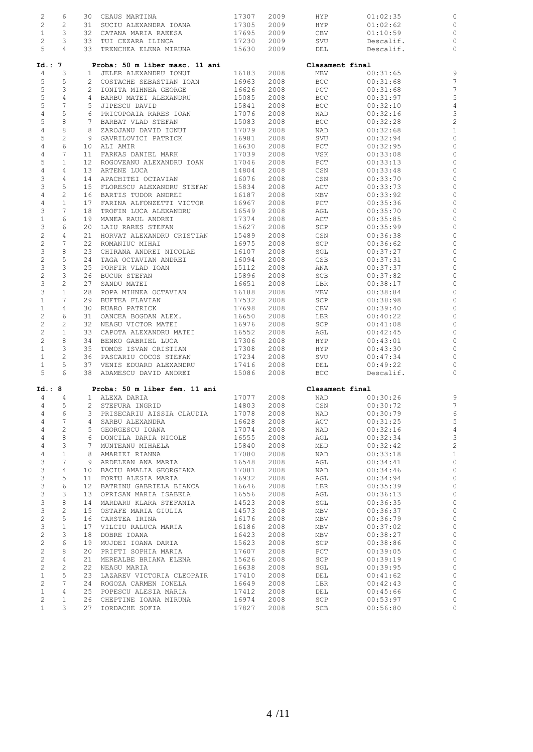| | | | | | | | | |
|---|---|---|---|---|---|---|---|---|
| 2 | 6 | 30 | CEAUS MARTINA | 17307 | 2009 | HYP | 01:02:35 | 0 |
| 2 | 2 | 31 | SUCIU ALEXANDRA IOANA | 17305 | 2009 | HYP | 01:02:62 | 0 |
| 1 | 3 | 32 | CATANA MARIA RAEESA | 17695 | 2009 | CBV | 01:10:59 | 0 |
| 2 | 3 | 33 | TUI CEZARA ILINCA | 17230 | 2009 | SVU | Descalif. | 0 |
| 5 | 4 | 33 | TRENCHEA ELENA MIRUNA | 15630 | 2009 | DEL | Descalif. | 0 |

**Id.: 7** Proba: 50 m liber masc. 11 ani — Clasament final

| | | | | | | | | |
|---|---|---|---|---|---|---|---|---|
| 4 | 3 | 1 | JELER ALEXANDRU IONUT | 16183 | 2008 | MBV | 00:31:65 | 9 |
| 5 | 5 | 2 | COSTACHE SEBASTIAN IOAN | 16963 | 2008 | BCC | 00:31:68 | 7 |
| 5 | 3 | 2 | IONITA MIHNEA GEORGE | 16626 | 2008 | PCT | 00:31:68 | 7 |
| 5 | 4 | 4 | BARBU MATEI ALEXANDRU | 15085 | 2008 | BCC | 00:31:97 | 5 |
| 5 | 7 | 5 | JIPESCU DAVID | 15841 | 2008 | BCC | 00:32:10 | 4 |
| 4 | 5 | 6 | PRICOPOAIA RARES IOAN | 17076 | 2008 | NAD | 00:32:16 | 3 |
| 5 | 8 | 7 | BARBAT VLAD STEFAN | 15083 | 2008 | BCC | 00:32:28 | 2 |
| 4 | 8 | 8 | ZAROJANU DAVID IONUT | 17079 | 2008 | NAD | 00:32:68 | 1 |
| 5 | 2 | 9 | GAVRILOVICI PATRICK | 16981 | 2008 | SVU | 00:32:94 | 0 |
| 4 | 6 | 10 | ALI AMIR | 16630 | 2008 | PCT | 00:32:95 | 0 |
| 4 | 7 | 11 | FARKAS DANIEL MARK | 17039 | 2008 | VSK | 00:33:08 | 0 |
| 5 | 1 | 12 | ROGOVEANU ALEXANDRU IOAN | 17046 | 2008 | PCT | 00:33:13 | 0 |
| 4 | 4 | 13 | ARTENE LUCA | 14804 | 2008 | CSN | 00:33:48 | 0 |
| 3 | 4 | 14 | APACHITEI OCTAVIAN | 16076 | 2008 | CSN | 00:33:70 | 0 |
| 3 | 5 | 15 | FLORESCU ALEXANDRU STEFAN | 15834 | 2008 | ACT | 00:33:73 | 0 |
| 4 | 2 | 16 | BARTIS TUDOR ANDREI | 16187 | 2008 | MBV | 00:33:92 | 0 |
| 4 | 1 | 17 | FARINA ALFONZETTI VICTOR | 16967 | 2008 | PCT | 00:35:36 | 0 |
| 3 | 7 | 18 | TROFIN LUCA ALEXANDRU | 16549 | 2008 | AGL | 00:35:70 | 0 |
| 1 | 6 | 19 | MANEA RAUL ANDREI | 17374 | 2008 | ACT | 00:35:85 | 0 |
| 3 | 6 | 20 | LAIU RARES STEFAN | 15627 | 2008 | SCP | 00:35:99 | 0 |
| 2 | 4 | 21 | HORVAT ALEXANDRU CRISTIAN | 15489 | 2008 | CSN | 00:36:38 | 0 |
| 2 | 7 | 22 | ROMANIUC MIHAI | 16975 | 2008 | SCP | 00:36:62 | 0 |
| 3 | 8 | 23 | CHIRANA ANDREI NICOLAE | 16107 | 2008 | SGL | 00:37:27 | 0 |
| 2 | 5 | 24 | TAGA OCTAVIAN ANDREI | 16094 | 2008 | CSB | 00:37:31 | 0 |
| 3 | 3 | 25 | PORFIR VLAD IOAN | 15112 | 2008 | ANA | 00:37:37 | 0 |
| 2 | 3 | 26 | BUCUR STEFAN | 15896 | 2008 | SCB | 00:37:82 | 0 |
| 3 | 2 | 27 | SANDU MATEI | 16651 | 2008 | LBR | 00:38:17 | 0 |
| 3 | 1 | 28 | POPA MIHNEA OCTAVIAN | 16188 | 2008 | MBV | 00:38:84 | 0 |
| 1 | 7 | 29 | BUFTEA FLAVIAN | 17532 | 2008 | SCP | 00:38:98 | 0 |
| 1 | 4 | 30 | RUARO PATRICK | 17698 | 2008 | CBV | 00:39:40 | 0 |
| 2 | 6 | 31 | OANCEA BOGDAN ALEX. | 16650 | 2008 | LBR | 00:40:22 | 0 |
| 2 | 2 | 32 | NEAGU VICTOR MATEI | 16976 | 2008 | SCP | 00:41:08 | 0 |
| 2 | 1 | 33 | CAPOTA ALEXANDRU MATEI | 16552 | 2008 | AGL | 00:42:45 | 0 |
| 2 | 8 | 34 | BENKO GABRIEL LUCA | 17306 | 2008 | HYP | 00:43:01 | 0 |
| 1 | 3 | 35 | TOMOS ISVAN CRISTIAN | 17308 | 2008 | HYP | 00:43:30 | 0 |
| 1 | 2 | 36 | PASCARIU COCOS STEFAN | 17234 | 2008 | SVU | 00:47:34 | 0 |
| 1 | 5 | 37 | VENIS EDUARD ALEXANDRU | 17416 | 2008 | DEL | 00:49:22 | 0 |
| 5 | 6 | 38 | ADAMESCU DAVID ANDREI | 15086 | 2008 | BCC | Descalif. | 0 |

**Id.: 8** Proba: 50 m liber fem. 11 ani — Clasament final

| | | | | | | | | |
|---|---|---|---|---|---|---|---|---|
| 4 | 4 | 1 | ALEXA DARIA | 17077 | 2008 | NAD | 00:30:26 | 9 |
| 4 | 5 | 2 | STEFURA INGRID | 14803 | 2008 | CSN | 00:30:72 | 7 |
| 4 | 6 | 3 | PRISECARIU AISSIA CLAUDIA | 17078 | 2008 | NAD | 00:30:79 | 6 |
| 4 | 7 | 4 | SARBU ALEXANDRA | 16628 | 2008 | ACT | 00:31:25 | 5 |
| 4 | 2 | 5 | GEORGESCU IOANA | 17074 | 2008 | NAD | 00:32:16 | 4 |
| 4 | 8 | 6 | DONCILA DARIA NICOLE | 16555 | 2008 | AGL | 00:32:34 | 3 |
| 4 | 3 | 7 | MUNTEANU MIHAELA | 15840 | 2008 | MED | 00:32:42 | 2 |
| 4 | 1 | 8 | AMARIEI RIANNA | 17080 | 2008 | NAD | 00:33:18 | 1 |
| 3 | 7 | 9 | ARDELEAN ANA MARIA | 16548 | 2008 | AGL | 00:34:41 | 0 |
| 3 | 4 | 10 | BACIU AMALIA GEORGIANA | 17081 | 2008 | NAD | 00:34:46 | 0 |
| 3 | 5 | 11 | FORTU ALESIA MARIA | 16932 | 2008 | AGL | 00:34:94 | 0 |
| 3 | 6 | 12 | BATRINU GABRIELA BIANCA | 16646 | 2008 | LBR | 00:35:39 | 0 |
| 3 | 3 | 13 | OPRISAN MARIA ISABELA | 16556 | 2008 | AGL | 00:36:13 | 0 |
| 3 | 8 | 14 | MARDARU KLARA STEFANIA | 14523 | 2008 | SGL | 00:36:35 | 0 |
| 3 | 2 | 15 | OSTAFE MARIA GIULIA | 14573 | 2008 | MBV | 00:36:37 | 0 |
| 2 | 5 | 16 | CARSTEA IRINA | 16176 | 2008 | MBV | 00:36:79 | 0 |
| 3 | 1 | 17 | VILCIU RALUCA MARIA | 16186 | 2008 | MBV | 00:37:02 | 0 |
| 2 | 3 | 18 | DOBRE IOANA | 16423 | 2008 | MBV | 00:38:27 | 0 |
| 2 | 6 | 19 | MUJDEI IOANA DARIA | 15623 | 2008 | SCP | 00:38:86 | 0 |
| 2 | 8 | 20 | PRIFTI SOPHIA MARIA | 17607 | 2008 | PCT | 00:39:05 | 0 |
| 2 | 4 | 21 | MEREALBE BRIANA ELENA | 15626 | 2008 | SCP | 00:39:19 | 0 |
| 2 | 2 | 22 | NEAGU MARIA | 16638 | 2008 | SGL | 00:39:95 | 0 |
| 1 | 5 | 23 | LAZAREV VICTORIA CLEOPATR | 17410 | 2008 | DEL | 00:41:62 | 0 |
| 2 | 7 | 24 | ROGOZA CARMEN IONELA | 16649 | 2008 | LBR | 00:42:43 | 0 |
| 1 | 4 | 25 | POPESCU ALESIA MARIA | 17412 | 2008 | DEL | 00:45:66 | 0 |
| 2 | 1 | 26 | CHEPTINE IOANA MIRUNA | 16974 | 2008 | SCP | 00:53:97 | 0 |
| 1 | 3 | 27 | IORDACHE SOFIA | 17827 | 2008 | SCB | 00:56:80 | 0 |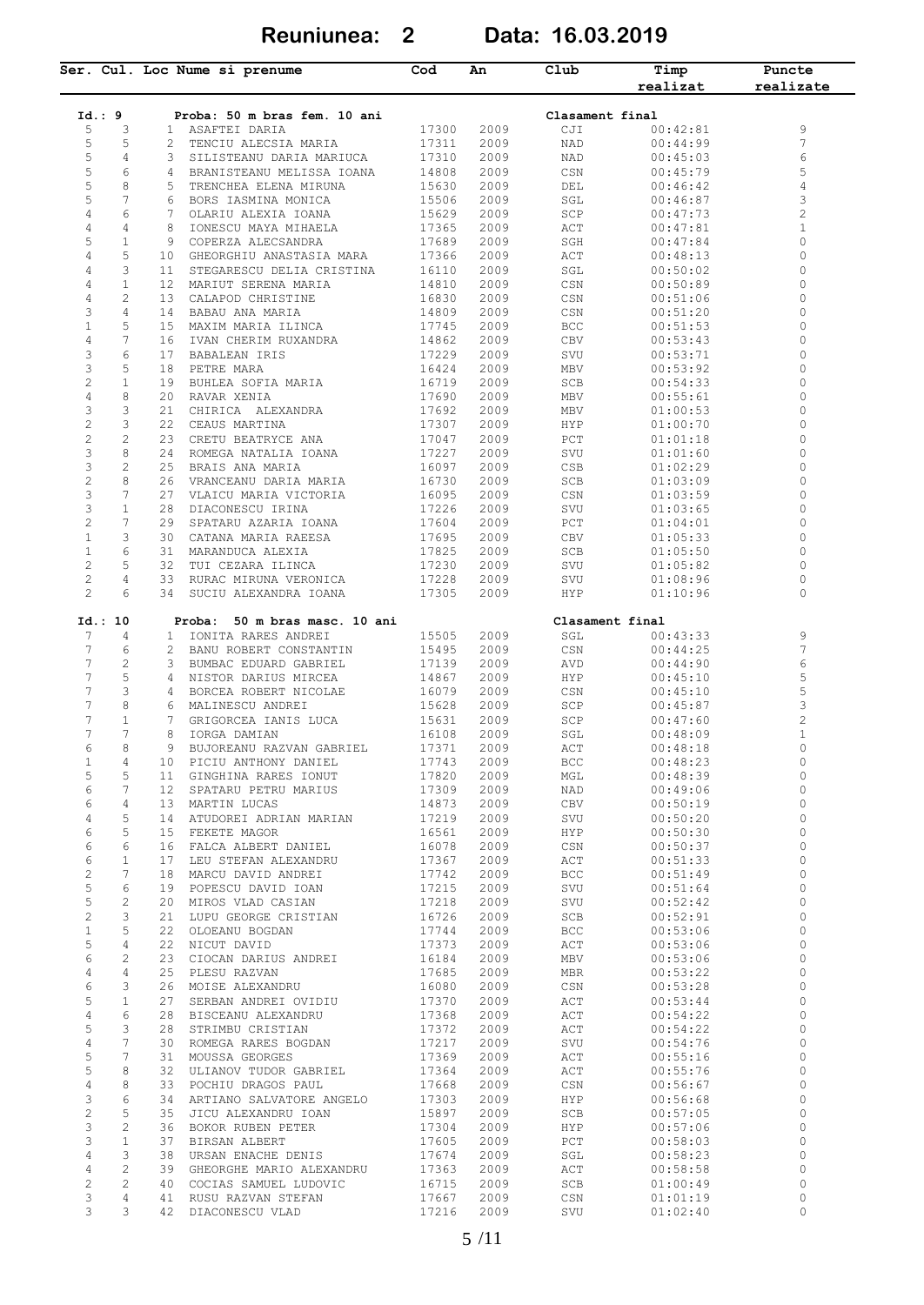# Reuniunea: 2    Data: 16.03.2019

| Ser. | Cul. | Loc | Nume si prenume | Cod | An | Club | Timp realizat | Puncte realizate |
|---|---|---|---|---|---|---|---|---|
| **Id.: 9** | | | **Proba: 50 m bras fem. 10 ani** | | | **Clasament final** | | |
| 5 | 3 | 1 | ASAFTEI DARIA | 17300 | 2009 | CJI | 00:42:81 | 9 |
| 5 | 5 | 2 | TENCIU ALECSIA MARIA | 17311 | 2009 | NAD | 00:44:99 | 7 |
| 5 | 4 | 3 | SILISTEANU DARIA MARIUCA | 17310 | 2009 | NAD | 00:45:03 | 6 |
| 5 | 6 | 4 | BRANISTEANU MELISSA IOANA | 14808 | 2009 | CSN | 00:45:79 | 5 |
| 5 | 8 | 5 | TRENCHEA ELENA MIRUNA | 15630 | 2009 | DEL | 00:46:42 | 4 |
| 5 | 7 | 6 | BORS IASMINA MONICA | 15506 | 2009 | SGL | 00:46:87 | 3 |
| 4 | 6 | 7 | OLARIU ALEXIA IOANA | 15629 | 2009 | SCP | 00:47:73 | 2 |
| 4 | 4 | 8 | IONESCU MAYA MIHAELA | 17365 | 2009 | ACT | 00:47:81 | 1 |
| 5 | 1 | 9 | COPERZA ALECSANDRA | 17689 | 2009 | SGH | 00:47:84 | 0 |
| 4 | 5 | 10 | GHEORGHIU ANASTASIA MARA | 17366 | 2009 | ACT | 00:48:13 | 0 |
| 4 | 3 | 11 | STEGARESCU DELIA CRISTINA | 16110 | 2009 | SGL | 00:50:02 | 0 |
| 4 | 1 | 12 | MARIUT SERENA MARIA | 14810 | 2009 | CSN | 00:50:89 | 0 |
| 4 | 2 | 13 | CALAPOD CHRISTINE | 16830 | 2009 | CSN | 00:51:06 | 0 |
| 3 | 4 | 14 | BABAU ANA MARIA | 14809 | 2009 | CSN | 00:51:20 | 0 |
| 1 | 5 | 15 | MAXIM MARIA ILINCA | 17745 | 2009 | BCC | 00:51:53 | 0 |
| 4 | 7 | 16 | IVAN CHERIM RUXANDRA | 14862 | 2009 | CBV | 00:53:43 | 0 |
| 3 | 6 | 17 | BABALEAN IRIS | 17229 | 2009 | SVU | 00:53:71 | 0 |
| 3 | 5 | 18 | PETRE MARA | 16424 | 2009 | MBV | 00:53:92 | 0 |
| 2 | 1 | 19 | BUHLEA SOFIA MARIA | 16719 | 2009 | SCB | 00:54:33 | 0 |
| 4 | 8 | 20 | RAVAR XENIA | 17690 | 2009 | MBV | 00:55:61 | 0 |
| 3 | 3 | 21 | CHIRICA ALEXANDRA | 17692 | 2009 | MBV | 01:00:53 | 0 |
| 2 | 3 | 22 | CEAUS MARTINA | 17307 | 2009 | HYP | 01:00:70 | 0 |
| 2 | 2 | 23 | CRETU BEATRYCE ANA | 17047 | 2009 | PCT | 01:01:18 | 0 |
| 3 | 8 | 24 | ROMEGA NATALIA IOANA | 17227 | 2009 | SVU | 01:01:60 | 0 |
| 3 | 2 | 25 | BRAIS ANA MARIA | 16097 | 2009 | CSB | 01:02:29 | 0 |
| 2 | 8 | 26 | VRANCEANU DARIA MARIA | 16730 | 2009 | SCB | 01:03:09 | 0 |
| 3 | 7 | 27 | VLAICU MARIA VICTORIA | 16095 | 2009 | CSN | 01:03:59 | 0 |
| 3 | 1 | 28 | DIACONESCU IRINA | 17226 | 2009 | SVU | 01:03:65 | 0 |
| 2 | 7 | 29 | SPATARU AZARIA IOANA | 17604 | 2009 | PCT | 01:04:01 | 0 |
| 1 | 3 | 30 | CATANA MARIA RAEESA | 17695 | 2009 | CBV | 01:05:33 | 0 |
| 1 | 6 | 31 | MARANDUCA ALEXIA | 17825 | 2009 | SCB | 01:05:50 | 0 |
| 2 | 5 | 32 | TUI CEZARA ILINCA | 17230 | 2009 | SVU | 01:05:82 | 0 |
| 2 | 4 | 33 | RURAC MIRUNA VERONICA | 17228 | 2009 | SVU | 01:08:96 | 0 |
| 2 | 6 | 34 | SUCIU ALEXANDRA IOANA | 17305 | 2009 | HYP | 01:10:96 | 0 |
| **Id.: 10** | | | **Proba: 50 m bras masc. 10 ani** | | | **Clasament final** | | |
| 7 | 4 | 1 | IONITA RARES ANDREI | 15505 | 2009 | SGL | 00:43:33 | 9 |
| 7 | 6 | 2 | BANU ROBERT CONSTANTIN | 15495 | 2009 | CSN | 00:44:25 | 7 |
| 7 | 2 | 3 | BUMBAC EDUARD GABRIEL | 17139 | 2009 | AVD | 00:44:90 | 6 |
| 7 | 5 | 4 | NISTOR DARIUS MIRCEA | 14867 | 2009 | HYP | 00:45:10 | 5 |
| 7 | 3 | 4 | BORCEA ROBERT NICOLAE | 16079 | 2009 | CSN | 00:45:10 | 5 |
| 7 | 8 | 6 | MALINESCU ANDREI | 15628 | 2009 | SCP | 00:45:87 | 3 |
| 7 | 1 | 7 | GRIGORCEA IANIS LUCA | 15631 | 2009 | SCP | 00:47:60 | 2 |
| 7 | 7 | 8 | IORGA DAMIAN | 16108 | 2009 | SGL | 00:48:09 | 1 |
| 6 | 8 | 9 | BUJOREANU RAZVAN GABRIEL | 17371 | 2009 | ACT | 00:48:18 | 0 |
| 1 | 4 | 10 | PICIU ANTHONY DANIEL | 17743 | 2009 | BCC | 00:48:23 | 0 |
| 5 | 5 | 11 | GINGHINA RARES IONUT | 17820 | 2009 | MGL | 00:48:39 | 0 |
| 6 | 7 | 12 | SPATARU PETRU MARIUS | 17309 | 2009 | NAD | 00:49:06 | 0 |
| 6 | 4 | 13 | MARTIN LUCAS | 14873 | 2009 | CBV | 00:50:19 | 0 |
| 4 | 5 | 14 | ATUDOREI ADRIAN MARIAN | 17219 | 2009 | SVU | 00:50:20 | 0 |
| 6 | 5 | 15 | FEKETE MAGOR | 16561 | 2009 | HYP | 00:50:30 | 0 |
| 6 | 6 | 16 | FALCA ALBERT DANIEL | 16078 | 2009 | CSN | 00:50:37 | 0 |
| 6 | 1 | 17 | LEU STEFAN ALEXANDRU | 17367 | 2009 | ACT | 00:51:33 | 0 |
| 2 | 7 | 18 | MARCU DAVID ANDREI | 17742 | 2009 | BCC | 00:51:49 | 0 |
| 5 | 6 | 19 | POPESCU DAVID IOAN | 17215 | 2009 | SVU | 00:51:64 | 0 |
| 5 | 2 | 20 | MIROS VLAD CASIAN | 17218 | 2009 | SVU | 00:52:42 | 0 |
| 2 | 3 | 21 | LUPU GEORGE CRISTIAN | 16726 | 2009 | SCB | 00:52:91 | 0 |
| 1 | 5 | 22 | OLOEANU BOGDAN | 17744 | 2009 | BCC | 00:53:06 | 0 |
| 5 | 4 | 22 | NICUT DAVID | 17373 | 2009 | ACT | 00:53:06 | 0 |
| 6 | 2 | 23 | CIOCAN DARIUS ANDREI | 16184 | 2009 | MBV | 00:53:06 | 0 |
| 4 | 4 | 25 | PLESU RAZVAN | 17685 | 2009 | MBR | 00:53:22 | 0 |
| 6 | 3 | 26 | MOISE ALEXANDRU | 16080 | 2009 | CSN | 00:53:28 | 0 |
| 5 | 1 | 27 | SERBAN ANDREI OVIDIU | 17370 | 2009 | ACT | 00:53:44 | 0 |
| 4 | 6 | 28 | BISCEANU ALEXANDRU | 17368 | 2009 | ACT | 00:54:22 | 0 |
| 5 | 3 | 28 | STRIMBU CRISTIAN | 17372 | 2009 | ACT | 00:54:22 | 0 |
| 4 | 7 | 30 | ROMEGA RARES BOGDAN | 17217 | 2009 | SVU | 00:54:76 | 0 |
| 5 | 7 | 31 | MOUSSA GEORGES | 17369 | 2009 | ACT | 00:55:16 | 0 |
| 5 | 8 | 32 | ULIANOV TUDOR GABRIEL | 17364 | 2009 | ACT | 00:55:76 | 0 |
| 4 | 8 | 33 | POCHIU DRAGOS PAUL | 17668 | 2009 | CSN | 00:56:67 | 0 |
| 3 | 6 | 34 | ARTIANO SALVATORE ANGELO | 17303 | 2009 | HYP | 00:56:68 | 0 |
| 2 | 5 | 35 | JICU ALEXANDRU IOAN | 15897 | 2009 | SCB | 00:57:05 | 0 |
| 3 | 2 | 36 | BOKOR RUBEN PETER | 17304 | 2009 | HYP | 00:57:06 | 0 |
| 3 | 1 | 37 | BIRSAN ALBERT | 17605 | 2009 | PCT | 00:58:03 | 0 |
| 4 | 3 | 38 | URSAN ENACHE DENIS | 17674 | 2009 | SGL | 00:58:23 | 0 |
| 4 | 2 | 39 | GHEORGHE MARIO ALEXANDRU | 17363 | 2009 | ACT | 00:58:58 | 0 |
| 2 | 2 | 40 | COCIAS SAMUEL LUDOVIC | 16715 | 2009 | SCB | 01:00:49 | 0 |
| 3 | 4 | 41 | RUSU RAZVAN STEFAN | 17667 | 2009 | CSN | 01:01:19 | 0 |
| 3 | 3 | 42 | DIACONESCU VLAD | 17216 | 2009 | SVU | 01:02:40 | 0 |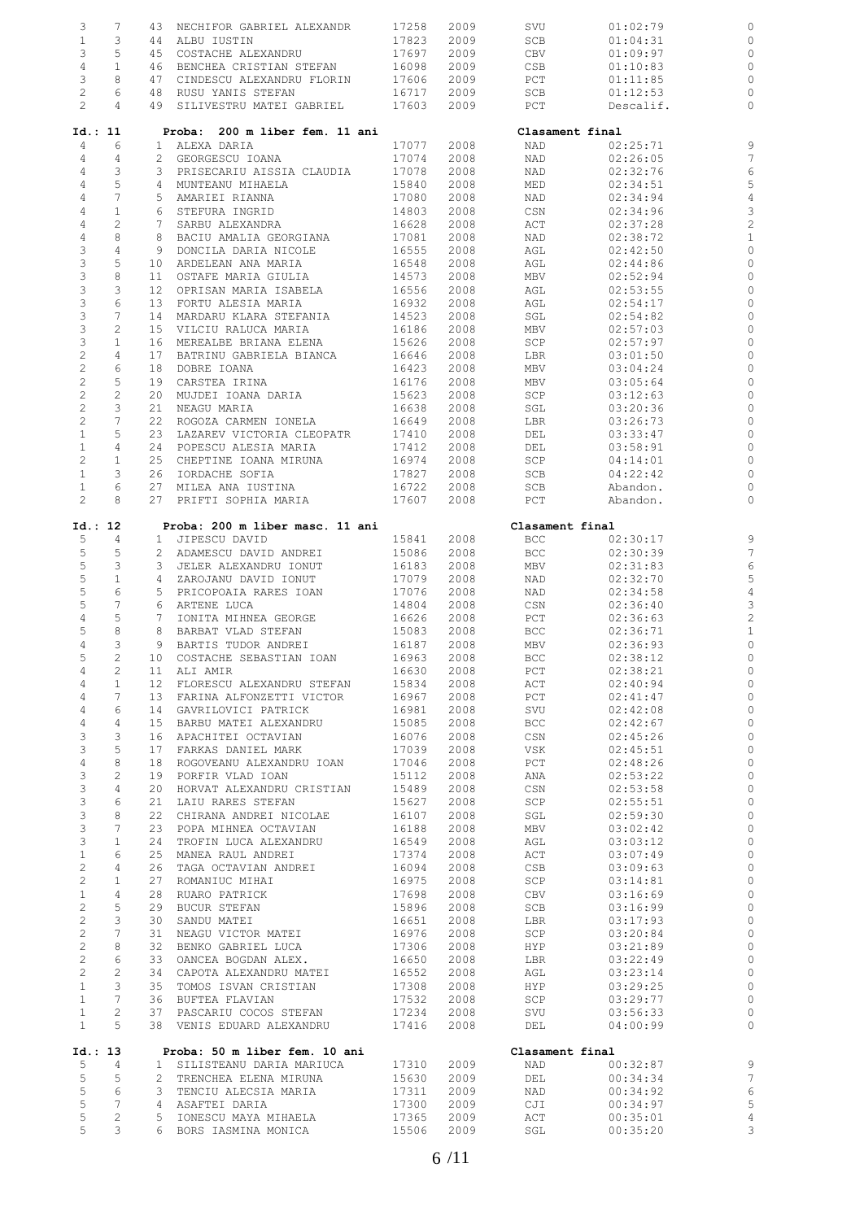| Serie | Culoar | Loc | Nume | Legit. | An | Club | Timp | Puncte |
|---|---|---|---|---|---|---|---|---|
| 3 | 7 | 43 | NECHIFOR GABRIEL ALEXANDR | 17258 | 2009 | SVU | 01:02:79 | 0 |
| 1 | 3 | 44 | ALBU IUSTIN | 17823 | 2009 | SCB | 01:04:31 | 0 |
| 3 | 5 | 45 | COSTACHE ALEXANDRU | 17697 | 2009 | CBV | 01:09:97 | 0 |
| 4 | 1 | 46 | BENCHEA CRISTIAN STEFAN | 16098 | 2009 | CSB | 01:10:83 | 0 |
| 3 | 8 | 47 | CINDESCU ALEXANDRU FLORIN | 17606 | 2009 | PCT | 01:11:85 | 0 |
| 2 | 6 | 48 | RUSU YANIS STEFAN | 16717 | 2009 | SCB | 01:12:53 | 0 |
| 2 | 4 | 49 | SILIVESTRU MATEI GABRIEL | 17603 | 2009 | PCT | Descalif. | 0 |

**Id.: 11 Proba: 200 m liber fem. 11 ani — Clasament final**

| Serie | Culoar | Loc | Nume | Legit. | An | Club | Timp | Puncte |
|---|---|---|---|---|---|---|---|---|
| 4 | 6 | 1 | ALEXA DARIA | 17077 | 2008 | NAD | 02:25:71 | 9 |
| 4 | 4 | 2 | GEORGESCU IOANA | 17074 | 2008 | NAD | 02:26:05 | 7 |
| 4 | 3 | 3 | PRISECARIU AISSIA CLAUDIA | 17078 | 2008 | NAD | 02:32:76 | 6 |
| 4 | 5 | 4 | MUNTEANU MIHAELA | 15840 | 2008 | MED | 02:34:51 | 5 |
| 4 | 7 | 5 | AMARIEI RIANNA | 17080 | 2008 | NAD | 02:34:94 | 4 |
| 4 | 1 | 6 | STEFURA INGRID | 14803 | 2008 | CSN | 02:34:96 | 3 |
| 4 | 2 | 7 | SARBU ALEXANDRA | 16628 | 2008 | ACT | 02:37:28 | 2 |
| 4 | 8 | 8 | BACIU AMALIA GEORGIANA | 17081 | 2008 | NAD | 02:38:72 | 1 |
| 3 | 4 | 9 | DONCILA DARIA NICOLE | 16555 | 2008 | AGL | 02:42:50 | 0 |
| 3 | 5 | 10 | ARDELEAN ANA MARIA | 16548 | 2008 | AGL | 02:44:86 | 0 |
| 3 | 8 | 11 | OSTAFE MARIA GIULIA | 14573 | 2008 | MBV | 02:52:94 | 0 |
| 3 | 3 | 12 | OPRISAN MARIA ISABELA | 16556 | 2008 | AGL | 02:53:55 | 0 |
| 3 | 6 | 13 | FORTU ALESIA MARIA | 16932 | 2008 | AGL | 02:54:17 | 0 |
| 3 | 7 | 14 | MARDARU KLARA STEFANIA | 14523 | 2008 | SGL | 02:54:82 | 0 |
| 3 | 2 | 15 | VILCIU RALUCA MARIA | 16186 | 2008 | MBV | 02:57:03 | 0 |
| 3 | 1 | 16 | MEREALBE BRIANA ELENA | 15626 | 2008 | SCP | 02:57:97 | 0 |
| 2 | 4 | 17 | BATRINU GABRIELA BIANCA | 16646 | 2008 | LBR | 03:01:50 | 0 |
| 2 | 6 | 18 | DOBRE IOANA | 16423 | 2008 | MBV | 03:04:24 | 0 |
| 2 | 5 | 19 | CARSTEA IRINA | 16176 | 2008 | MBV | 03:05:64 | 0 |
| 2 | 2 | 20 | MUJDEI IOANA DARIA | 15623 | 2008 | SCP | 03:12:63 | 0 |
| 2 | 3 | 21 | NEAGU MARIA | 16638 | 2008 | SGL | 03:20:36 | 0 |
| 2 | 7 | 22 | ROGOZA CARMEN IONELA | 16649 | 2008 | LBR | 03:26:73 | 0 |
| 1 | 5 | 23 | LAZAREV VICTORIA CLEOPATR | 17410 | 2008 | DEL | 03:33:47 | 0 |
| 1 | 4 | 24 | POPESCU ALESIA MARIA | 17412 | 2008 | DEL | 03:58:91 | 0 |
| 2 | 1 | 25 | CHEPTINE IOANA MIRUNA | 16974 | 2008 | SCP | 04:14:01 | 0 |
| 1 | 3 | 26 | IORDACHE SOFIA | 17827 | 2008 | SCB | 04:22:42 | 0 |
| 1 | 6 | 27 | MILEA ANA IUSTINA | 16722 | 2008 | SCB | Abandon. | 0 |
| 2 | 8 | 27 | PRIFTI SOPHIA MARIA | 17607 | 2008 | PCT | Abandon. | 0 |

**Id.: 12 Proba: 200 m liber masc. 11 ani — Clasament final**

| Serie | Culoar | Loc | Nume | Legit. | An | Club | Timp | Puncte |
|---|---|---|---|---|---|---|---|---|
| 5 | 4 | 1 | JIPESCU DAVID | 15841 | 2008 | BCC | 02:30:17 | 9 |
| 5 | 5 | 2 | ADAMESCU DAVID ANDREI | 15086 | 2008 | BCC | 02:30:39 | 7 |
| 5 | 3 | 3 | JELER ALEXANDRU IONUT | 16183 | 2008 | MBV | 02:31:83 | 6 |
| 5 | 1 | 4 | ZAROJANU DAVID IONUT | 17079 | 2008 | NAD | 02:32:70 | 5 |
| 5 | 6 | 5 | PRICOPOAIA RARES IOAN | 17076 | 2008 | NAD | 02:34:58 | 4 |
| 5 | 7 | 6 | ARTENE LUCA | 14804 | 2008 | CSN | 02:36:40 | 3 |
| 4 | 5 | 7 | IONITA MIHNEA GEORGE | 16626 | 2008 | PCT | 02:36:63 | 2 |
| 5 | 8 | 8 | BARBAT VLAD STEFAN | 15083 | 2008 | BCC | 02:36:71 | 1 |
| 4 | 3 | 9 | BARTIS TUDOR ANDREI | 16187 | 2008 | MBV | 02:36:93 | 0 |
| 5 | 2 | 10 | COSTACHE SEBASTIAN IOAN | 16963 | 2008 | BCC | 02:38:12 | 0 |
| 4 | 2 | 11 | ALI AMIR | 16630 | 2008 | PCT | 02:38:21 | 0 |
| 4 | 1 | 12 | FLORESCU ALEXANDRU STEFAN | 15834 | 2008 | ACT | 02:40:94 | 0 |
| 4 | 7 | 13 | FARINA ALFONZETTI VICTOR | 16967 | 2008 | PCT | 02:41:47 | 0 |
| 4 | 6 | 14 | GAVRILOVICI PATRICK | 16981 | 2008 | SVU | 02:42:08 | 0 |
| 4 | 4 | 15 | BARBU MATEI ALEXANDRU | 15085 | 2008 | BCC | 02:42:67 | 0 |
| 3 | 3 | 16 | APACHITEI OCTAVIAN | 16076 | 2008 | CSN | 02:45:26 | 0 |
| 3 | 5 | 17 | FARKAS DANIEL MARK | 17039 | 2008 | VSK | 02:45:51 | 0 |
| 4 | 8 | 18 | ROGOVEANU ALEXANDRU IOAN | 17046 | 2008 | PCT | 02:48:26 | 0 |
| 3 | 2 | 19 | PORFIR VLAD IOAN | 15112 | 2008 | ANA | 02:53:22 | 0 |
| 3 | 4 | 20 | HORVAT ALEXANDRU CRISTIAN | 15489 | 2008 | CSN | 02:53:58 | 0 |
| 3 | 6 | 21 | LAIU RARES STEFAN | 15627 | 2008 | SCP | 02:55:51 | 0 |
| 3 | 8 | 22 | CHIRANA ANDREI NICOLAE | 16107 | 2008 | SGL | 02:59:30 | 0 |
| 3 | 7 | 23 | POPA MIHNEA OCTAVIAN | 16188 | 2008 | MBV | 03:02:42 | 0 |
| 3 | 1 | 24 | TROFIN LUCA ALEXANDRU | 16549 | 2008 | AGL | 03:03:12 | 0 |
| 1 | 6 | 25 | MANEA RAUL ANDREI | 17374 | 2008 | ACT | 03:07:49 | 0 |
| 2 | 4 | 26 | TAGA OCTAVIAN ANDREI | 16094 | 2008 | CSB | 03:09:63 | 0 |
| 2 | 1 | 27 | ROMANIUC MIHAI | 16975 | 2008 | SCP | 03:14:81 | 0 |
| 1 | 4 | 28 | RUARO PATRICK | 17698 | 2008 | CBV | 03:16:69 | 0 |
| 2 | 5 | 29 | BUCUR STEFAN | 15896 | 2008 | SCB | 03:16:99 | 0 |
| 2 | 3 | 30 | SANDU MATEI | 16651 | 2008 | LBR | 03:17:93 | 0 |
| 2 | 7 | 31 | NEAGU VICTOR MATEI | 16976 | 2008 | SCP | 03:20:84 | 0 |
| 2 | 8 | 32 | BENKO GABRIEL LUCA | 17306 | 2008 | HYP | 03:21:89 | 0 |
| 2 | 6 | 33 | OANCEA BOGDAN ALEX. | 16650 | 2008 | LBR | 03:22:49 | 0 |
| 2 | 2 | 34 | CAPOTA ALEXANDRU MATEI | 16552 | 2008 | AGL | 03:23:14 | 0 |
| 1 | 3 | 35 | TOMOS ISVAN CRISTIAN | 17308 | 2008 | HYP | 03:29:25 | 0 |
| 1 | 7 | 36 | BUFTEA FLAVIAN | 17532 | 2008 | SCP | 03:29:77 | 0 |
| 1 | 2 | 37 | PASCARIU COCOS STEFAN | 17234 | 2008 | SVU | 03:56:33 | 0 |
| 1 | 5 | 38 | VENIS EDUARD ALEXANDRU | 17416 | 2008 | DEL | 04:00:99 | 0 |

**Id.: 13 Proba: 50 m liber fem. 10 ani — Clasament final**

| Serie | Culoar | Loc | Nume | Legit. | An | Club | Timp | Puncte |
|---|---|---|---|---|---|---|---|---|
| 5 | 4 | 1 | SILISTEANU DARIA MARIUCA | 17310 | 2009 | NAD | 00:32:87 | 9 |
| 5 | 5 | 2 | TRENCHEA ELENA MIRUNA | 15630 | 2009 | DEL | 00:34:34 | 7 |
| 5 | 6 | 3 | TENCIU ALECSIA MARIA | 17311 | 2009 | NAD | 00:34:92 | 6 |
| 5 | 7 | 4 | ASAFTEI DARIA | 17300 | 2009 | CJI | 00:34:97 | 5 |
| 5 | 2 | 5 | IONESCU MAYA MIHAELA | 17365 | 2009 | ACT | 00:35:01 | 4 |
| 5 | 3 | 6 | BORS IASMINA MONICA | 15506 | 2009 | SGL | 00:35:20 | 3 |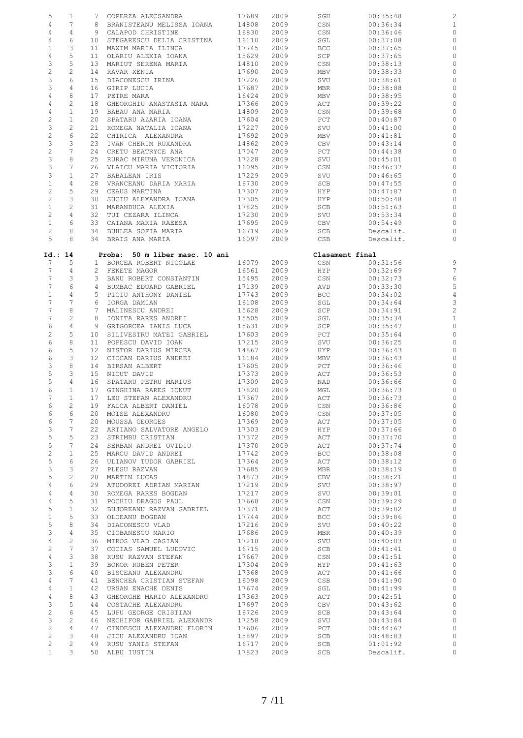| | | | | | | | | |
|---|---|---|---|---|---|---|---|---|
| 5 | 1 | 7 | COPERZA ALECSANDRA | 17689 | 2009 | SGH | 00:35:48 | 2 |
| 4 | 7 | 8 | BRANISTEANU MELISSA IOANA | 14808 | 2009 | CSN | 00:36:34 | 1 |
| 4 | 4 | 9 | CALAPOD CHRISTINE | 16830 | 2009 | CSN | 00:36:46 | 0 |
| 4 | 6 | 10 | STEGARESCU DELIA CRISTINA | 16110 | 2009 | SGL | 00:37:08 | 0 |
| 1 | 3 | 11 | MAXIM MARIA ILINCA | 17745 | 2009 | BCC | 00:37:65 | 0 |
| 4 | 5 | 11 | OLARIU ALEXIA IOANA | 15629 | 2009 | SCP | 00:37:65 | 0 |
| 3 | 5 | 13 | MARIUT SERENA MARIA | 14810 | 2009 | CSN | 00:38:13 | 0 |
| 2 | 2 | 14 | RAVAR XENIA | 17690 | 2009 | MBV | 00:38:33 | 0 |
| 3 | 6 | 15 | DIACONESCU IRINA | 17226 | 2009 | SVU | 00:38:61 | 0 |
| 3 | 4 | 16 | GIRIP LUCIA | 17687 | 2009 | MBR | 00:38:88 | 0 |
| 4 | 8 | 17 | PETRE MARA | 16424 | 2009 | MBV | 00:38:95 | 0 |
| 4 | 2 | 18 | GHEORGHIU ANASTASIA MARA | 17366 | 2009 | ACT | 00:39:22 | 0 |
| 4 | 1 | 19 | BABAU ANA MARIA | 14809 | 2009 | CSN | 00:39:68 | 0 |
| 2 | 1 | 20 | SPATARU AZARIA IOANA | 17604 | 2009 | PCT | 00:40:87 | 0 |
| 3 | 2 | 21 | ROMEGA NATALIA IOANA | 17227 | 2009 | SVU | 00:41:00 | 0 |
| 2 | 6 | 22 | CHIRICA  ALEXANDRA | 17692 | 2009 | MBV | 00:41:81 | 0 |
| 3 | 3 | 23 | IVAN CHERIM RUXANDRA | 14862 | 2009 | CBV | 00:43:14 | 0 |
| 2 | 7 | 24 | CRETU BEATRYCE ANA | 17047 | 2009 | PCT | 00:44:38 | 0 |
| 3 | 8 | 25 | RURAC MIRUNA VERONICA | 17228 | 2009 | SVU | 00:45:01 | 0 |
| 3 | 7 | 26 | VLAICU MARIA VICTORIA | 16095 | 2009 | CSN | 00:46:37 | 0 |
| 3 | 1 | 27 | BABALEAN IRIS | 17229 | 2009 | SVU | 00:46:65 | 0 |
| 1 | 4 | 28 | VRANCEANU DARIA MARIA | 16730 | 2009 | SCB | 00:47:55 | 0 |
| 2 | 5 | 29 | CEAUS MARTINA | 17307 | 2009 | HYP | 00:47:87 | 0 |
| 2 | 3 | 30 | SUCIU ALEXANDRA IOANA | 17305 | 2009 | HYP | 00:50:48 | 0 |
| 1 | 2 | 31 | MARANDUCA ALEXIA | 17825 | 2009 | SCB | 00:51:63 | 0 |
| 2 | 4 | 32 | TUI CEZARA ILINCA | 17230 | 2009 | SVU | 00:53:34 | 0 |
| 1 | 6 | 33 | CATANA MARIA RAEESA | 17695 | 2009 | CBV | 00:54:49 | 0 |
| 2 | 8 | 34 | BUHLEA SOFIA MARIA | 16719 | 2009 | SCB | Descalif. | 0 |
| 5 | 8 | 34 | BRAIS ANA MARIA | 16097 | 2009 | CSB | Descalif. | 0 |

**Id.: 14 Proba: 50 m liber masc. 10 ani — Clasament final**

| | | | | | | | | |
|---|---|---|---|---|---|---|---|---|
| 7 | 5 | 1 | BORCEA ROBERT NICOLAE | 16079 | 2009 | CSN | 00:31:56 | 9 |
| 7 | 4 | 2 | FEKETE MAGOR | 16561 | 2009 | HYP | 00:32:69 | 7 |
| 7 | 3 | 3 | BANU ROBERT CONSTANTIN | 15495 | 2009 | CSN | 00:32:73 | 6 |
| 7 | 6 | 4 | BUMBAC EDUARD GABRIEL | 17139 | 2009 | AVD | 00:33:30 | 5 |
| 1 | 4 | 5 | PICIU ANTHONY DANIEL | 17743 | 2009 | BCC | 00:34:02 | 4 |
| 7 | 7 | 6 | IORGA DAMIAN | 16108 | 2009 | SGL | 00:34:64 | 3 |
| 7 | 8 | 7 | MALINESCU ANDREI | 15628 | 2009 | SCP | 00:34:91 | 2 |
| 7 | 2 | 8 | IONITA RARES ANDREI | 15505 | 2009 | SGL | 00:35:34 | 1 |
| 6 | 4 | 9 | GRIGORCEA IANIS LUCA | 15631 | 2009 | SCP | 00:35:47 | 0 |
| 2 | 5 | 10 | SILIVESTRU MATEI GABRIEL | 17603 | 2009 | PCT | 00:35:64 | 0 |
| 6 | 8 | 11 | POPESCU DAVID IOAN | 17215 | 2009 | SVU | 00:36:25 | 0 |
| 6 | 5 | 12 | NISTOR DARIUS MIRCEA | 14867 | 2009 | HYP | 00:36:43 | 0 |
| 6 | 3 | 12 | CIOCAN DARIUS ANDREI | 16184 | 2009 | MBV | 00:36:43 | 0 |
| 3 | 8 | 14 | BIRSAN ALBERT | 17605 | 2009 | PCT | 00:36:46 | 0 |
| 5 | 3 | 15 | NICUT DAVID | 17373 | 2009 | ACT | 00:36:53 | 0 |
| 5 | 4 | 16 | SPATARU PETRU MARIUS | 17309 | 2009 | NAD | 00:36:66 | 0 |
| 6 | 1 | 17 | GINGHINA RARES IONUT | 17820 | 2009 | MGL | 00:36:73 | 0 |
| 7 | 1 | 17 | LEU STEFAN ALEXANDRU | 17367 | 2009 | ACT | 00:36:73 | 0 |
| 6 | 2 | 19 | FALCA ALBERT DANIEL | 16078 | 2009 | CSN | 00:36:86 | 0 |
| 6 | 6 | 20 | MOISE ALEXANDRU | 16080 | 2009 | CSN | 00:37:05 | 0 |
| 6 | 7 | 20 | MOUSSA GEORGES | 17369 | 2009 | ACT | 00:37:05 | 0 |
| 3 | 7 | 22 | ARTIANO SALVATORE ANGELO | 17303 | 2009 | HYP | 00:37:66 | 0 |
| 5 | 5 | 23 | STRIMBU CRISTIAN | 17372 | 2009 | ACT | 00:37:70 | 0 |
| 5 | 7 | 24 | SERBAN ANDREI OVIDIU | 17370 | 2009 | ACT | 00:37:74 | 0 |
| 2 | 1 | 25 | MARCU DAVID ANDREI | 17742 | 2009 | BCC | 00:38:08 | 0 |
| 5 | 6 | 26 | ULIANOV TUDOR GABRIEL | 17364 | 2009 | ACT | 00:38:12 | 0 |
| 3 | 3 | 27 | PLESU RAZVAN | 17685 | 2009 | MBR | 00:38:19 | 0 |
| 5 | 2 | 28 | MARTIN LUCAS | 14873 | 2009 | CBV | 00:38:21 | 0 |
| 4 | 6 | 29 | ATUDOREI ADRIAN MARIAN | 17219 | 2009 | SVU | 00:38:97 | 0 |
| 4 | 4 | 30 | ROMEGA RARES BOGDAN | 17217 | 2009 | SVU | 00:39:01 | 0 |
| 4 | 5 | 31 | POCHIU DRAGOS PAUL | 17668 | 2009 | CSN | 00:39:29 | 0 |
| 5 | 1 | 32 | BUJOREANU RAZVAN GABRIEL | 17371 | 2009 | ACT | 00:39:82 | 0 |
| 1 | 5 | 33 | OLOEANU BOGDAN | 17744 | 2009 | BCC | 00:39:86 | 0 |
| 5 | 8 | 34 | DIACONESCU VLAD | 17216 | 2009 | SVU | 00:40:22 | 0 |
| 3 | 4 | 35 | CIOBANESCU MARIO | 17686 | 2009 | MBR | 00:40:39 | 0 |
| 4 | 2 | 36 | MIROS VLAD CASIAN | 17218 | 2009 | SVU | 00:40:83 | 0 |
| 2 | 7 | 37 | COCIAS SAMUEL LUDOVIC | 16715 | 2009 | SCB | 00:41:41 | 0 |
| 4 | 3 | 38 | RUSU RAZVAN STEFAN | 17667 | 2009 | CSN | 00:41:51 | 0 |
| 3 | 1 | 39 | BOKOR RUBEN PETER | 17304 | 2009 | HYP | 00:41:63 | 0 |
| 3 | 6 | 40 | BISCEANU ALEXANDRU | 17368 | 2009 | ACT | 00:41:66 | 0 |
| 4 | 7 | 41 | BENCHEA CRISTIAN STEFAN | 16098 | 2009 | CSB | 00:41:90 | 0 |
| 4 | 1 | 42 | URSAN ENACHE DENIS | 17674 | 2009 | SGL | 00:41:99 | 0 |
| 4 | 8 | 43 | GHEORGHE MARIO ALEXANDRU | 17363 | 2009 | ACT | 00:42:51 | 0 |
| 3 | 5 | 44 | COSTACHE ALEXANDRU | 17697 | 2009 | CBV | 00:43:62 | 0 |
| 2 | 6 | 45 | LUPU GEORGE CRISTIAN | 16726 | 2009 | SCB | 00:43:64 | 0 |
| 3 | 2 | 46 | NECHIFOR GABRIEL ALEXANDR | 17258 | 2009 | SVU | 00:43:84 | 0 |
| 2 | 4 | 47 | CINDESCU ALEXANDRU FLORIN | 17606 | 2009 | PCT | 00:44:67 | 0 |
| 2 | 3 | 48 | JICU ALEXANDRU IOAN | 15897 | 2009 | SCB | 00:48:83 | 0 |
| 2 | 2 | 49 | RUSU YANIS STEFAN | 16717 | 2009 | SCB | 01:01:92 | 0 |
| 1 | 3 | 50 | ALBU IUSTIN | 17823 | 2009 | SCB | Descalif. | 0 |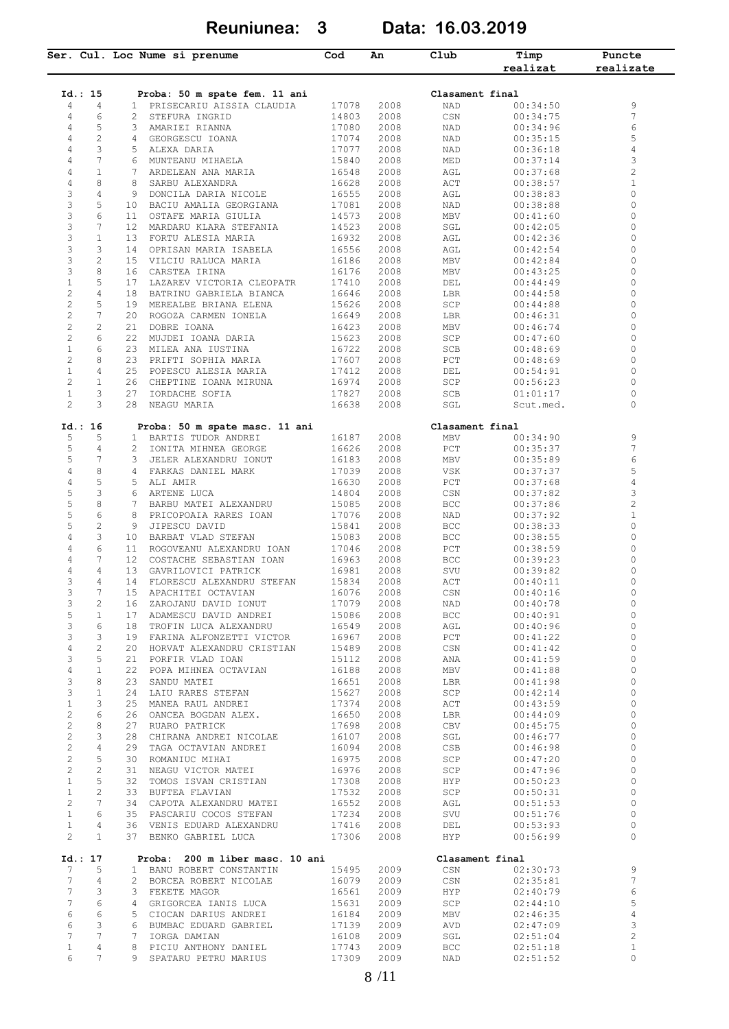# Reuniunea: 3 Data: 16.03.2019

| Ser. | Cul. | Loc | Nume si prenume | Cod | An | Club | Timp realizat | Puncte realizate |
|---|---|---|---|---|---|---|---|---|
| **Id.: 15** | | | **Proba: 50 m spate fem. 11 ani** | | | **Clasament final** | | |
| 4 | 4 | 1 | PRISECARIU AISSIA CLAUDIA | 17078 | 2008 | NAD | 00:34:50 | 9 |
| 4 | 6 | 2 | STEFURA INGRID | 14803 | 2008 | CSN | 00:34:75 | 7 |
| 4 | 5 | 3 | AMARIEI RIANNA | 17080 | 2008 | NAD | 00:34:96 | 6 |
| 4 | 2 | 4 | GEORGESCU IOANA | 17074 | 2008 | NAD | 00:35:15 | 5 |
| 4 | 3 | 5 | ALEXA DARIA | 17077 | 2008 | NAD | 00:36:18 | 4 |
| 4 | 7 | 6 | MUNTEANU MIHAELA | 15840 | 2008 | MED | 00:37:14 | 3 |
| 4 | 1 | 7 | ARDELEAN ANA MARIA | 16548 | 2008 | AGL | 00:37:68 | 2 |
| 4 | 8 | 8 | SARBU ALEXANDRA | 16628 | 2008 | ACT | 00:38:57 | 1 |
| 3 | 4 | 9 | DONCILA DARIA NICOLE | 16555 | 2008 | AGL | 00:38:83 | 0 |
| 3 | 5 | 10 | BACIU AMALIA GEORGIANA | 17081 | 2008 | NAD | 00:38:88 | 0 |
| 3 | 6 | 11 | OSTAFE MARIA GIULIA | 14573 | 2008 | MBV | 00:41:60 | 0 |
| 3 | 7 | 12 | MARDARU KLARA STEFANIA | 14523 | 2008 | SGL | 00:42:05 | 0 |
| 3 | 1 | 13 | FORTU ALESIA MARIA | 16932 | 2008 | AGL | 00:42:36 | 0 |
| 3 | 3 | 14 | OPRISAN MARIA ISABELA | 16556 | 2008 | AGL | 00:42:54 | 0 |
| 3 | 2 | 15 | VILCIU RALUCA MARIA | 16186 | 2008 | MBV | 00:42:84 | 0 |
| 3 | 8 | 16 | CARSTEA IRINA | 16176 | 2008 | MBV | 00:43:25 | 0 |
| 1 | 5 | 17 | LAZAREV VICTORIA CLEOPATR | 17410 | 2008 | DEL | 00:44:49 | 0 |
| 2 | 4 | 18 | BATRINU GABRIELA BIANCA | 16646 | 2008 | LBR | 00:44:58 | 0 |
| 2 | 5 | 19 | MEREALBE BRIANA ELENA | 15626 | 2008 | SCP | 00:44:88 | 0 |
| 2 | 7 | 20 | ROGOZA CARMEN IONELA | 16649 | 2008 | LBR | 00:46:31 | 0 |
| 2 | 2 | 21 | DOBRE IOANA | 16423 | 2008 | MBV | 00:46:74 | 0 |
| 2 | 6 | 22 | MUJDEI IOANA DARIA | 15623 | 2008 | SCP | 00:47:60 | 0 |
| 1 | 6 | 23 | MILEA ANA IUSTINA | 16722 | 2008 | SCB | 00:48:69 | 0 |
| 2 | 8 | 23 | PRIFTI SOPHIA MARIA | 17607 | 2008 | PCT | 00:48:69 | 0 |
| 1 | 4 | 25 | POPESCU ALESIA MARIA | 17412 | 2008 | DEL | 00:54:91 | 0 |
| 2 | 1 | 26 | CHEPTINE IOANA MIRUNA | 16974 | 2008 | SCP | 00:56:23 | 0 |
| 1 | 3 | 27 | IORDACHE SOFIA | 17827 | 2008 | SCB | 01:01:17 | 0 |
| 2 | 3 | 28 | NEAGU MARIA | 16638 | 2008 | SGL | Scut.med. | 0 |
| **Id.: 16** | | | **Proba: 50 m spate masc. 11 ani** | | | **Clasament final** | | |
| 5 | 5 | 1 | BARTIS TUDOR ANDREI | 16187 | 2008 | MBV | 00:34:90 | 9 |
| 5 | 4 | 2 | IONITA MIHNEA GEORGE | 16626 | 2008 | PCT | 00:35:37 | 7 |
| 5 | 7 | 3 | JELER ALEXANDRU IONUT | 16183 | 2008 | MBV | 00:35:89 | 6 |
| 4 | 8 | 4 | FARKAS DANIEL MARK | 17039 | 2008 | VSK | 00:37:37 | 5 |
| 4 | 5 | 5 | ALI AMIR | 16630 | 2008 | PCT | 00:37:68 | 4 |
| 5 | 3 | 6 | ARTENE LUCA | 14804 | 2008 | CSN | 00:37:82 | 3 |
| 5 | 8 | 7 | BARBU MATEI ALEXANDRU | 15085 | 2008 | BCC | 00:37:86 | 2 |
| 5 | 6 | 8 | PRICOPOAIA RARES IOAN | 17076 | 2008 | NAD | 00:37:92 | 1 |
| 5 | 2 | 9 | JIPESCU DAVID | 15841 | 2008 | BCC | 00:38:33 | 0 |
| 4 | 3 | 10 | BARBAT VLAD STEFAN | 15083 | 2008 | BCC | 00:38:55 | 0 |
| 4 | 6 | 11 | ROGOVEANU ALEXANDRU IOAN | 17046 | 2008 | PCT | 00:38:59 | 0 |
| 4 | 7 | 12 | COSTACHE SEBASTIAN IOAN | 16963 | 2008 | BCC | 00:39:23 | 0 |
| 4 | 4 | 13 | GAVRILOVICI PATRICK | 16981 | 2008 | SVU | 00:39:82 | 0 |
| 3 | 4 | 14 | FLORESCU ALEXANDRU STEFAN | 15834 | 2008 | ACT | 00:40:11 | 0 |
| 3 | 7 | 15 | APACHITEI OCTAVIAN | 16076 | 2008 | CSN | 00:40:16 | 0 |
| 3 | 2 | 16 | ZAROJANU DAVID IONUT | 17079 | 2008 | NAD | 00:40:78 | 0 |
| 5 | 1 | 17 | ADAMESCU DAVID ANDREI | 15086 | 2008 | BCC | 00:40:91 | 0 |
| 3 | 6 | 18 | TROFIN LUCA ALEXANDRU | 16549 | 2008 | AGL | 00:40:96 | 0 |
| 3 | 3 | 19 | FARINA ALFONZETTI VICTOR | 16967 | 2008 | PCT | 00:41:22 | 0 |
| 4 | 2 | 20 | HORVAT ALEXANDRU CRISTIAN | 15489 | 2008 | CSN | 00:41:42 | 0 |
| 3 | 5 | 21 | PORFIR VLAD IOAN | 15112 | 2008 | ANA | 00:41:59 | 0 |
| 4 | 1 | 22 | POPA MIHNEA OCTAVIAN | 16188 | 2008 | MBV | 00:41:88 | 0 |
| 3 | 8 | 23 | SANDU MATEI | 16651 | 2008 | LBR | 00:41:98 | 0 |
| 3 | 1 | 24 | LAIU RARES STEFAN | 15627 | 2008 | SCP | 00:42:14 | 0 |
| 1 | 3 | 25 | MANEA RAUL ANDREI | 17374 | 2008 | ACT | 00:43:59 | 0 |
| 2 | 6 | 26 | OANCEA BOGDAN ALEX. | 16650 | 2008 | LBR | 00:44:09 | 0 |
| 2 | 8 | 27 | RUARO PATRICK | 17698 | 2008 | CBV | 00:45:75 | 0 |
| 2 | 3 | 28 | CHIRANA ANDREI NICOLAE | 16107 | 2008 | SGL | 00:46:77 | 0 |
| 2 | 4 | 29 | TAGA OCTAVIAN ANDREI | 16094 | 2008 | CSB | 00:46:98 | 0 |
| 2 | 5 | 30 | ROMANIUC MIHAI | 16975 | 2008 | SCP | 00:47:20 | 0 |
| 2 | 2 | 31 | NEAGU VICTOR MATEI | 16976 | 2008 | SCP | 00:47:96 | 0 |
| 1 | 5 | 32 | TOMOS ISVAN CRISTIAN | 17308 | 2008 | HYP | 00:50:23 | 0 |
| 1 | 2 | 33 | BUFTEA FLAVIAN | 17532 | 2008 | SCP | 00:50:31 | 0 |
| 2 | 7 | 34 | CAPOTA ALEXANDRU MATEI | 16552 | 2008 | AGL | 00:51:53 | 0 |
| 1 | 6 | 35 | PASCARIU COCOS STEFAN | 17234 | 2008 | SVU | 00:51:76 | 0 |
| 1 | 4 | 36 | VENIS EDUARD ALEXANDRU | 17416 | 2008 | DEL | 00:53:93 | 0 |
| 2 | 1 | 37 | BENKO GABRIEL LUCA | 17306 | 2008 | HYP | 00:56:99 | 0 |
| **Id.: 17** | | | **Proba: 200 m liber masc. 10 ani** | | | **Clasament final** | | |
| 7 | 5 | 1 | BANU ROBERT CONSTANTIN | 15495 | 2009 | CSN | 02:30:73 | 9 |
| 7 | 4 | 2 | BORCEA ROBERT NICOLAE | 16079 | 2009 | CSN | 02:35:81 | 7 |
| 7 | 3 | 3 | FEKETE MAGOR | 16561 | 2009 | HYP | 02:40:79 | 6 |
| 7 | 6 | 4 | GRIGORCEA IANIS LUCA | 15631 | 2009 | SCP | 02:44:10 | 5 |
| 6 | 6 | 5 | CIOCAN DARIUS ANDREI | 16184 | 2009 | MBV | 02:46:35 | 4 |
| 6 | 3 | 6 | BUMBAC EDUARD GABRIEL | 17139 | 2009 | AVD | 02:47:09 | 3 |
| 7 | 7 | 7 | IORGA DAMIAN | 16108 | 2009 | SGL | 02:51:04 | 2 |
| 1 | 4 | 8 | PICIU ANTHONY DANIEL | 17743 | 2009 | BCC | 02:51:18 | 1 |
| 6 | 7 | 9 | SPATARU PETRU MARIUS | 17309 | 2009 | NAD | 02:51:52 | 0 |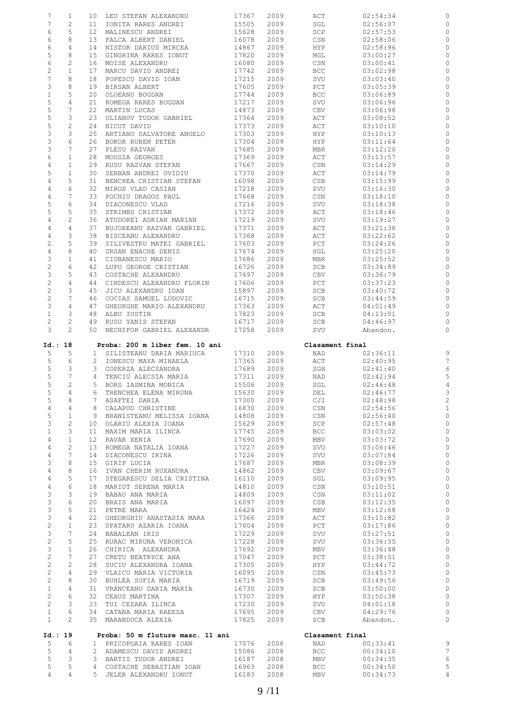| Serie | Culoar | Loc | Nume | Legitimatie | An | Club | Timp | Puncte |
|---|---|---|---|---|---|---|---|---|
| 7 | 1 | 10 | LEU STEFAN ALEXANDRU | 17367 | 2009 | ACT | 02:54:34 | 0 |
| 7 | 2 | 11 | IONITA RARES ANDREI | 15505 | 2009 | SGL | 02:56:07 | 0 |
| 6 | 5 | 12 | MALINESCU ANDREI | 15628 | 2009 | SCP | 02:57:53 | 0 |
| 6 | 8 | 13 | FALCA ALBERT DANIEL | 16078 | 2009 | CSN | 02:58:06 | 0 |
| 6 | 4 | 14 | NISTOR DARIUS MIRCEA | 14867 | 2009 | HYP | 02:58:96 | 0 |
| 5 | 8 | 15 | GINGHINA RARES IONUT | 17820 | 2009 | MGL | 03:00:27 | 0 |
| 6 | 2 | 16 | MOISE ALEXANDRU | 16080 | 2009 | CSN | 03:00:41 | 0 |
| 2 | 1 | 17 | MARCU DAVID ANDREI | 17742 | 2009 | BCC | 03:02:98 | 0 |
| 7 | 8 | 18 | POPESCU DAVID IOAN | 17215 | 2009 | SVU | 03:03:40 | 0 |
| 3 | 8 | 19 | BIRSAN ALBERT | 17605 | 2009 | PCT | 03:05:39 | 0 |
| 1 | 5 | 20 | OLOEANU BOGDAN | 17744 | 2009 | BCC | 03:06:89 | 0 |
| 5 | 4 | 21 | ROMEGA RARES BOGDAN | 17217 | 2009 | SVU | 03:06:96 | 0 |
| 5 | 7 | 22 | MARTIN LUCAS | 14873 | 2009 | CBV | 03:06:98 | 0 |
| 5 | 3 | 23 | ULIANOV TUDOR GABRIEL | 17364 | 2009 | ACT | 03:08:52 | 0 |
| 5 | 2 | 24 | NICUT DAVID | 17373 | 2009 | ACT | 03:10:10 | 0 |
| 3 | 3 | 25 | ARTIANO SALVATORE ANGELO | 17303 | 2009 | HYP | 03:10:13 | 0 |
| 3 | 6 | 26 | BOKOR RUBEN PETER | 17304 | 2009 | HYP | 03:11:64 | 0 |
| 3 | 7 | 27 | PLESU RAZVAN | 17685 | 2009 | MBR | 03:12:20 | 0 |
| 6 | 1 | 28 | MOUSSA GEORGES | 17369 | 2009 | ACT | 03:13:57 | 0 |
| 4 | 1 | 29 | RUSU RAZVAN STEFAN | 17667 | 2009 | CSN | 03:14:29 | 0 |
| 5 | 1 | 30 | SERBAN ANDREI OVIDIU | 17370 | 2009 | ACT | 03:14:79 | 0 |
| 4 | 5 | 31 | BENCHEA CRISTIAN STEFAN | 16098 | 2009 | CSB | 03:15:99 | 0 |
| 4 | 6 | 32 | MIROS VLAD CASIAN | 17218 | 2009 | SVU | 03:16:30 | 0 |
| 4 | 7 | 33 | POCHIU DRAGOS PAUL | 17668 | 2009 | CSN | 03:18:10 | 0 |
| 5 | 6 | 34 | DIACONESCU VLAD | 17216 | 2009 | SVU | 03:18:38 | 0 |
| 5 | 5 | 35 | STRIMBU CRISTIAN | 17372 | 2009 | ACT | 03:18:46 | 0 |
| 4 | 2 | 36 | ATUDOREI ADRIAN MARIAN | 17219 | 2009 | SVU | 03:19:27 | 0 |
| 4 | 4 | 37 | BUJOREANU RAZVAN GABRIEL | 17371 | 2009 | ACT | 03:21:38 | 0 |
| 4 | 3 | 38 | BISCEANU ALEXANDRU | 17368 | 2009 | ACT | 03:22:62 | 0 |
| 2 | 5 | 39 | SILIVESTRU MATEI GABRIEL | 17603 | 2009 | PCT | 03:24:26 | 0 |
| 4 | 8 | 40 | URSAN ENACHE DENIS | 17674 | 2009 | SGL | 03:25:20 | 0 |
| 3 | 1 | 41 | CIOBANESCU MARIO | 17686 | 2009 | MBR | 03:25:52 | 0 |
| 2 | 6 | 42 | LUPU GEORGE CRISTIAN | 16726 | 2009 | SCB | 03:34:89 | 0 |
| 3 | 5 | 43 | COSTACHE ALEXANDRU | 17697 | 2009 | CBV | 03:36:79 | 0 |
| 2 | 4 | 44 | CINDESCU ALEXANDRU FLORIN | 17606 | 2009 | PCT | 03:37:23 | 0 |
| 2 | 3 | 45 | JICU ALEXANDRU IOAN | 15897 | 2009 | SCB | 03:40:72 | 0 |
| 2 | 7 | 46 | COCIAS SAMUEL LUDOVIC | 16715 | 2009 | SCB | 03:44:59 | 0 |
| 3 | 4 | 47 | GHEORGHE MARIO ALEXANDRU | 17363 | 2009 | ACT | 04:01:49 | 0 |
| 1 | 3 | 48 | ALBU IUSTIN | 17823 | 2009 | SCB | 04:13:01 | 0 |
| 2 | 2 | 49 | RUSU YANIS STEFAN | 16717 | 2009 | SCB | 04:46:97 | 0 |
| 3 | 2 | 50 | NECHIFOR GABRIEL ALEXANDR | 17258 | 2009 | SVU | Abandon. | 0 |

**Id.: 18 — Proba: 200 m liber fem. 10 ani — Clasament final**

| Serie | Culoar | Loc | Nume | Legitimatie | An | Club | Timp | Puncte |
|---|---|---|---|---|---|---|---|---|
| 5 | 5 | 1 | SILISTEANU DARIA MARIUCA | 17310 | 2009 | NAD | 02:36:11 | 9 |
| 5 | 6 | 2 | IONESCU MAYA MIHAELA | 17365 | 2009 | ACT | 02:40:95 | 7 |
| 5 | 3 | 3 | COPERZA ALECSANDRA | 17689 | 2009 | SGH | 02:41:40 | 6 |
| 5 | 7 | 4 | TENCIU ALECSIA MARIA | 17311 | 2009 | NAD | 02:42:94 | 5 |
| 5 | 2 | 5 | BORS IASMINA MONICA | 15506 | 2009 | SGL | 02:46:48 | 4 |
| 5 | 4 | 6 | TRENCHEA ELENA MIRUNA | 15630 | 2009 | DEL | 02:46:77 | 3 |
| 5 | 8 | 7 | ASAFTEI DARIA | 17300 | 2009 | CJI | 02:48:98 | 2 |
| 4 | 4 | 8 | CALAPOD CHRISTINE | 16830 | 2009 | CSN | 02:54:56 | 1 |
| 5 | 1 | 9 | BRANISTEANU MELISSA IOANA | 14808 | 2009 | CSN | 02:56:40 | 0 |
| 3 | 2 | 10 | OLARIU ALEXIA IOANA | 15629 | 2009 | SCP | 02:57:48 | 0 |
| 1 | 3 | 11 | MAXIM MARIA ILINCA | 17745 | 2009 | BCC | 03:03:02 | 0 |
| 4 | 1 | 12 | RAVAR XENIA | 17690 | 2009 | MBV | 03:03:72 | 0 |
| 4 | 2 | 13 | ROMEGA NATALIA IOANA | 17227 | 2009 | SVU | 03:06:46 | 0 |
| 4 | 7 | 14 | DIACONESCU IRINA | 17226 | 2009 | SVU | 03:07:84 | 0 |
| 3 | 8 | 15 | GIRIP LUCIA | 17687 | 2009 | MBR | 03:08:39 | 0 |
| 4 | 8 | 16 | IVAN CHERIM RUXANDRA | 14862 | 2009 | CBV | 03:09:67 | 0 |
| 4 | 5 | 17 | STEGARESCU DELIA CRISTINA | 16110 | 2009 | SGL | 03:09:95 | 0 |
| 4 | 6 | 18 | MARIUT SERENA MARIA | 14810 | 2009 | CSN | 03:10:51 | 0 |
| 3 | 3 | 19 | BABAU ANA MARIA | 14809 | 2009 | CSN | 03:11:02 | 0 |
| 3 | 6 | 20 | BRAIS ANA MARIA | 16097 | 2009 | CSB | 03:12:35 | 0 |
| 3 | 5 | 21 | PETRE MARA | 16424 | 2009 | MBV | 03:12:68 | 0 |
| 3 | 4 | 22 | GHEORGHIU ANASTASIA MARA | 17366 | 2009 | ACT | 03:15:82 | 0 |
| 2 | 1 | 23 | SPATARU AZARIA IOANA | 17604 | 2009 | PCT | 03:17:86 | 0 |
| 3 | 7 | 24 | BABALEAN IRIS | 17229 | 2009 | SVU | 03:27:51 | 0 |
| 2 | 5 | 25 | RURAC MIRUNA VERONICA | 17228 | 2009 | SVU | 03:36:35 | 0 |
| 3 | 1 | 26 | CHIRICA ALEXANDRA | 17692 | 2009 | MBV | 03:36:48 | 0 |
| 2 | 7 | 27 | CRETU BEATRYCE ANA | 17047 | 2009 | PCT | 03:38:01 | 0 |
| 2 | 2 | 28 | SUCIU ALEXANDRA IOANA | 17305 | 2009 | HYP | 03:44:72 | 0 |
| 2 | 4 | 29 | VLAICU MARIA VICTORIA | 16095 | 2009 | CSN | 03:45:73 | 0 |
| 2 | 8 | 30 | BUHLEA SOFIA MARIA | 16719 | 2009 | SCB | 03:49:56 | 0 |
| 1 | 4 | 31 | VRANCEANU DARIA MARIA | 16730 | 2009 | SCB | 03:50:00 | 0 |
| 2 | 6 | 32 | CEAUS MARTINA | 17307 | 2009 | HYP | 03:50:38 | 0 |
| 2 | 3 | 33 | TUI CEZARA ILINCA | 17230 | 2009 | SVU | 04:01:18 | 0 |
| 1 | 6 | 34 | CATANA MARIA RAEESA | 17695 | 2009 | CBV | 04:29:76 | 0 |
| 1 | 2 | 35 | MARANDUCA ALEXIA | 17825 | 2009 | SCB | Abandon. | 0 |

**Id.: 19 — Proba: 50 m fluture masc. 11 ani — Clasament final**

| Serie | Culoar | Loc | Nume | Legitimatie | An | Club | Timp | Puncte |
|---|---|---|---|---|---|---|---|---|
| 5 | 6 | 1 | PRICOPOAIA RARES IOAN | 17076 | 2008 | NAD | 00:33:41 | 9 |
| 5 | 4 | 2 | ADAMESCU DAVID ANDREI | 15086 | 2008 | BCC | 00:34:10 | 7 |
| 5 | 3 | 3 | BARTIS TUDOR ANDREI | 16187 | 2008 | MBV | 00:34:35 | 6 |
| 5 | 5 | 4 | COSTACHE SEBASTIAN IOAN | 16963 | 2008 | BCC | 00:34:50 | 5 |
| 4 | 4 | 5 | JELER ALEXANDRU IONUT | 16183 | 2008 | MBV | 00:34:73 | 4 |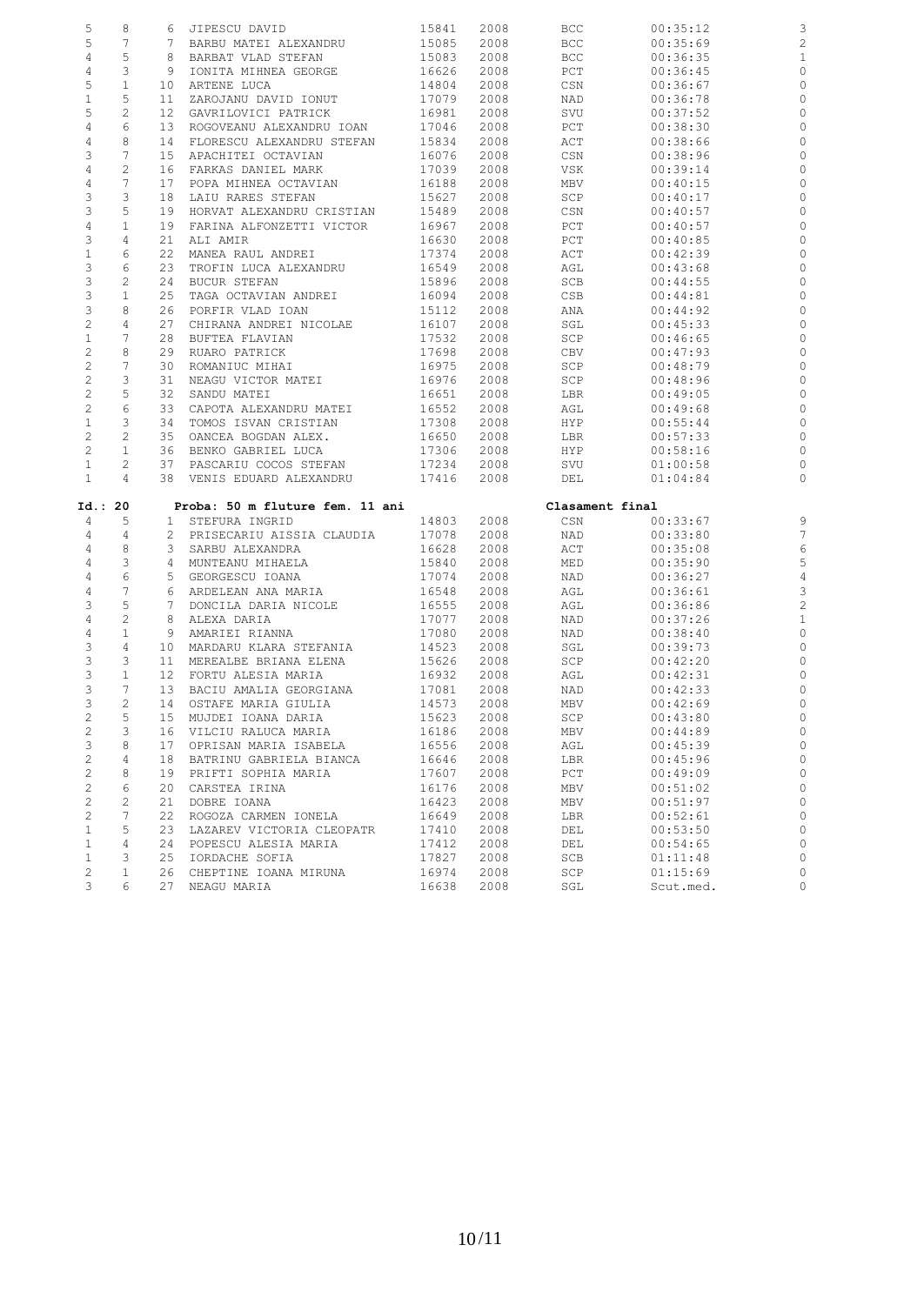| | | | | | | | | |
|---|---|---|---|---|---|---|---|---|
| 5 | 8 | 6 | JIPESCU DAVID | 15841 | 2008 | BCC | 00:35:12 | 3 |
| 5 | 7 | 7 | BARBU MATEI ALEXANDRU | 15085 | 2008 | BCC | 00:35:69 | 2 |
| 4 | 5 | 8 | BARBAT VLAD STEFAN | 15083 | 2008 | BCC | 00:36:35 | 1 |
| 4 | 3 | 9 | IONITA MIHNEA GEORGE | 16626 | 2008 | PCT | 00:36:45 | 0 |
| 5 | 1 | 10 | ARTENE LUCA | 14804 | 2008 | CSN | 00:36:67 | 0 |
| 1 | 5 | 11 | ZAROJANU DAVID IONUT | 17079 | 2008 | NAD | 00:36:78 | 0 |
| 5 | 2 | 12 | GAVRILOVICI PATRICK | 16981 | 2008 | SVU | 00:37:52 | 0 |
| 4 | 6 | 13 | ROGOVEANU ALEXANDRU IOAN | 17046 | 2008 | PCT | 00:38:30 | 0 |
| 4 | 8 | 14 | FLORESCU ALEXANDRU STEFAN | 15834 | 2008 | ACT | 00:38:66 | 0 |
| 3 | 7 | 15 | APACHITEI OCTAVIAN | 16076 | 2008 | CSN | 00:38:96 | 0 |
| 4 | 2 | 16 | FARKAS DANIEL MARK | 17039 | 2008 | VSK | 00:39:14 | 0 |
| 4 | 7 | 17 | POPA MIHNEA OCTAVIAN | 16188 | 2008 | MBV | 00:40:15 | 0 |
| 3 | 3 | 18 | LAIU RARES STEFAN | 15627 | 2008 | SCP | 00:40:17 | 0 |
| 3 | 5 | 19 | HORVAT ALEXANDRU CRISTIAN | 15489 | 2008 | CSN | 00:40:57 | 0 |
| 4 | 1 | 19 | FARINA ALFONZETTI VICTOR | 16967 | 2008 | PCT | 00:40:57 | 0 |
| 3 | 4 | 21 | ALI AMIR | 16630 | 2008 | PCT | 00:40:85 | 0 |
| 1 | 6 | 22 | MANEA RAUL ANDREI | 17374 | 2008 | ACT | 00:42:39 | 0 |
| 3 | 6 | 23 | TROFIN LUCA ALEXANDRU | 16549 | 2008 | AGL | 00:43:68 | 0 |
| 3 | 2 | 24 | BUCUR STEFAN | 15896 | 2008 | SCB | 00:44:55 | 0 |
| 3 | 1 | 25 | TAGA OCTAVIAN ANDREI | 16094 | 2008 | CSB | 00:44:81 | 0 |
| 3 | 8 | 26 | PORFIR VLAD IOAN | 15112 | 2008 | ANA | 00:44:92 | 0 |
| 2 | 4 | 27 | CHIRANA ANDREI NICOLAE | 16107 | 2008 | SGL | 00:45:33 | 0 |
| 1 | 7 | 28 | BUFTEA FLAVIAN | 17532 | 2008 | SCP | 00:46:65 | 0 |
| 2 | 8 | 29 | RUARO PATRICK | 17698 | 2008 | CBV | 00:47:93 | 0 |
| 2 | 7 | 30 | ROMANIUC MIHAI | 16975 | 2008 | SCP | 00:48:79 | 0 |
| 2 | 3 | 31 | NEAGU VICTOR MATEI | 16976 | 2008 | SCP | 00:48:96 | 0 |
| 2 | 5 | 32 | SANDU MATEI | 16651 | 2008 | LBR | 00:49:05 | 0 |
| 2 | 6 | 33 | CAPOTA ALEXANDRU MATEI | 16552 | 2008 | AGL | 00:49:68 | 0 |
| 1 | 3 | 34 | TOMOS ISVAN CRISTIAN | 17308 | 2008 | HYP | 00:55:44 | 0 |
| 2 | 2 | 35 | OANCEA BOGDAN ALEX. | 16650 | 2008 | LBR | 00:57:33 | 0 |
| 2 | 1 | 36 | BENKO GABRIEL LUCA | 17306 | 2008 | HYP | 00:58:16 | 0 |
| 1 | 2 | 37 | PASCARIU COCOS STEFAN | 17234 | 2008 | SVU | 01:00:58 | 0 |
| 1 | 4 | 38 | VENIS EDUARD ALEXANDRU | 17416 | 2008 | DEL | 01:04:84 | 0 |

**Id.: 20 Proba: 50 m fluture fem. 11 ani Clasament final**

| | | | | | | | | |
|---|---|---|---|---|---|---|---|---|
| 4 | 5 | 1 | STEFURA INGRID | 14803 | 2008 | CSN | 00:33:67 | 9 |
| 4 | 4 | 2 | PRISECARIU AISSIA CLAUDIA | 17078 | 2008 | NAD | 00:33:80 | 7 |
| 4 | 8 | 3 | SARBU ALEXANDRA | 16628 | 2008 | ACT | 00:35:08 | 6 |
| 4 | 3 | 4 | MUNTEANU MIHAELA | 15840 | 2008 | MED | 00:35:90 | 5 |
| 4 | 6 | 5 | GEORGESCU IOANA | 17074 | 2008 | NAD | 00:36:27 | 4 |
| 4 | 7 | 6 | ARDELEAN ANA MARIA | 16548 | 2008 | AGL | 00:36:61 | 3 |
| 3 | 5 | 7 | DONCILA DARIA NICOLE | 16555 | 2008 | AGL | 00:36:86 | 2 |
| 4 | 2 | 8 | ALEXA DARIA | 17077 | 2008 | NAD | 00:37:26 | 1 |
| 4 | 1 | 9 | AMARIEI RIANNA | 17080 | 2008 | NAD | 00:38:40 | 0 |
| 3 | 4 | 10 | MARDARU KLARA STEFANIA | 14523 | 2008 | SGL | 00:39:73 | 0 |
| 3 | 3 | 11 | MEREALBE BRIANA ELENA | 15626 | 2008 | SCP | 00:42:20 | 0 |
| 3 | 1 | 12 | FORTU ALESIA MARIA | 16932 | 2008 | AGL | 00:42:31 | 0 |
| 3 | 7 | 13 | BACIU AMALIA GEORGIANA | 17081 | 2008 | NAD | 00:42:33 | 0 |
| 3 | 2 | 14 | OSTAFE MARIA GIULIA | 14573 | 2008 | MBV | 00:42:69 | 0 |
| 2 | 5 | 15 | MUJDEI IOANA DARIA | 15623 | 2008 | SCP | 00:43:80 | 0 |
| 2 | 3 | 16 | VILCIU RALUCA MARIA | 16186 | 2008 | MBV | 00:44:89 | 0 |
| 3 | 8 | 17 | OPRISAN MARIA ISABELA | 16556 | 2008 | AGL | 00:45:39 | 0 |
| 2 | 4 | 18 | BATRINU GABRIELA BIANCA | 16646 | 2008 | LBR | 00:45:96 | 0 |
| 2 | 8 | 19 | PRIFTI SOPHIA MARIA | 17607 | 2008 | PCT | 00:49:09 | 0 |
| 2 | 6 | 20 | CARSTEA IRINA | 16176 | 2008 | MBV | 00:51:02 | 0 |
| 2 | 2 | 21 | DOBRE IOANA | 16423 | 2008 | MBV | 00:51:97 | 0 |
| 2 | 7 | 22 | ROGOZA CARMEN IONELA | 16649 | 2008 | LBR | 00:52:61 | 0 |
| 1 | 5 | 23 | LAZAREV VICTORIA CLEOPATR | 17410 | 2008 | DEL | 00:53:50 | 0 |
| 1 | 4 | 24 | POPESCU ALESIA MARIA | 17412 | 2008 | DEL | 00:54:65 | 0 |
| 1 | 3 | 25 | IORDACHE SOFIA | 17827 | 2008 | SCB | 01:11:48 | 0 |
| 2 | 1 | 26 | CHEPTINE IOANA MIRUNA | 16974 | 2008 | SCP | 01:15:69 | 0 |
| 3 | 6 | 27 | NEAGU MARIA | 16638 | 2008 | SGL | Scut.med. | 0 |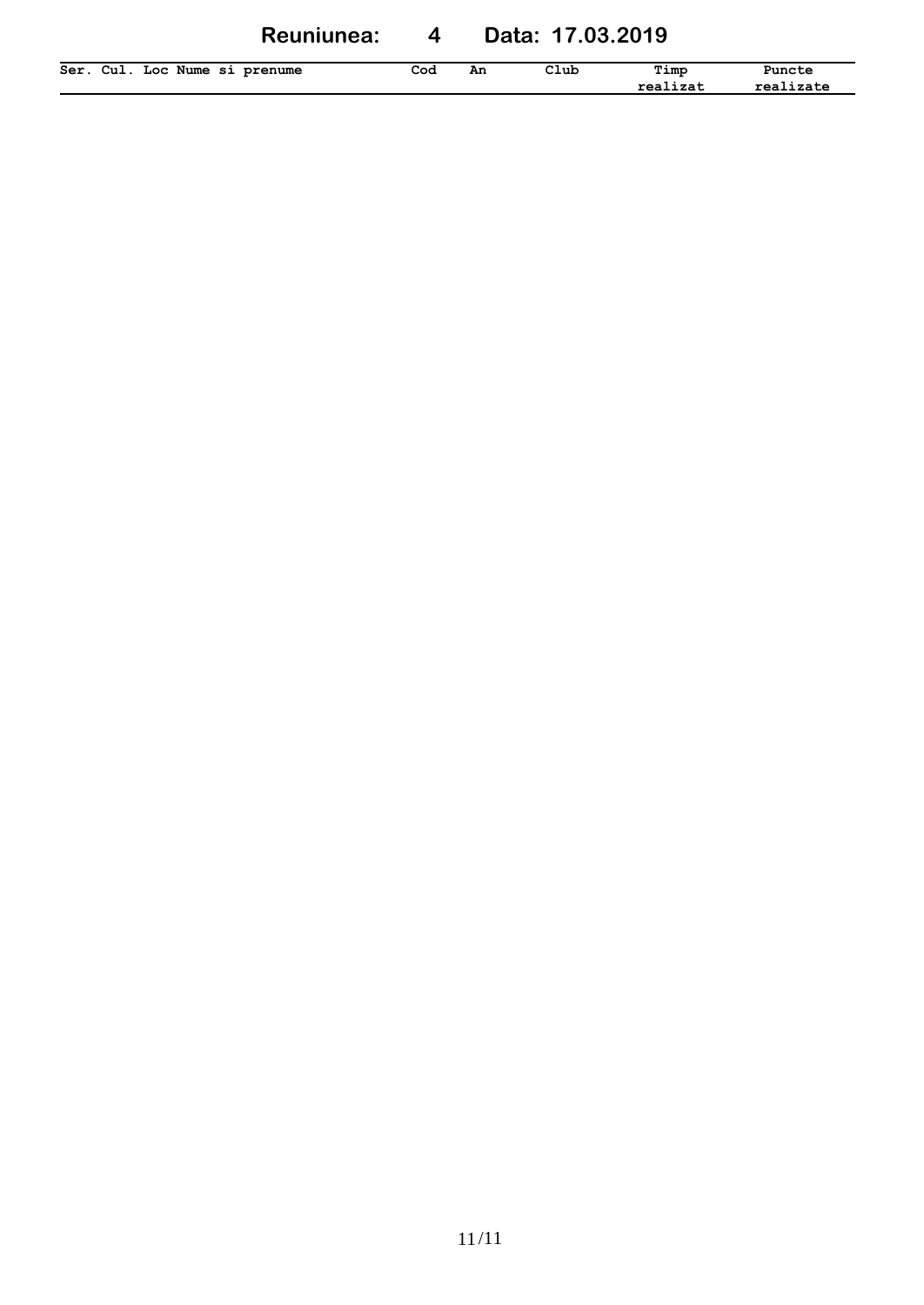# Reuniunea: 4 Data: 17.03.2019

| Ser. | Cul. | Loc | Nume si prenume | Cod | An | Club | Timp realizat | Puncte realizate |
|---|---|---|---|---|---|---|---|---|